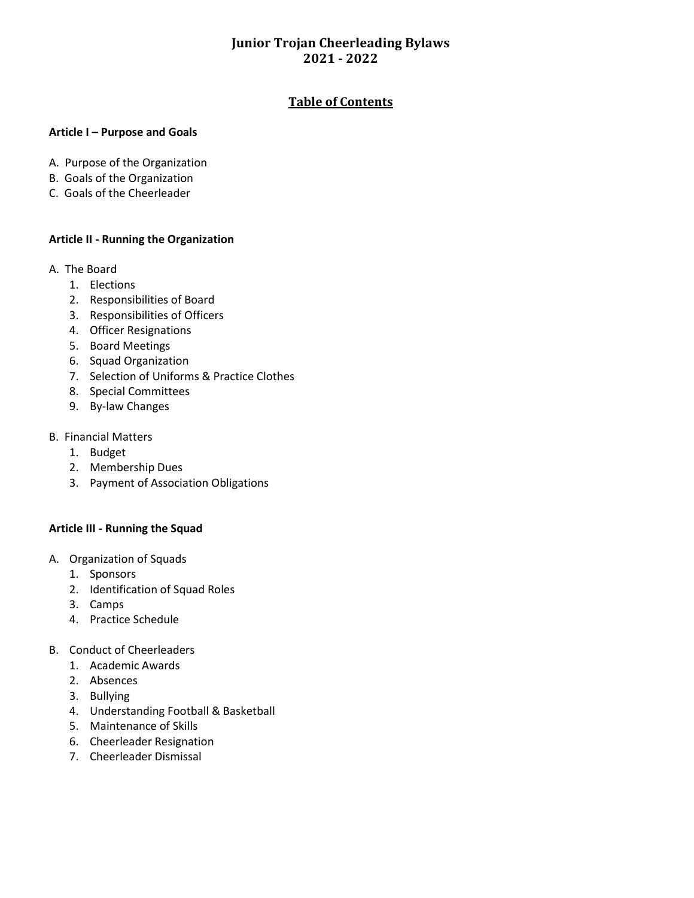# Junior Trojan Cheerleading Bylaws
# 2021 - 2022

## Table of Contents

**Article I – Purpose and Goals**

A. Purpose of the Organization
B. Goals of the Organization
C. Goals of the Cheerleader

**Article II - Running the Organization**

A. The Board
   1. Elections
   2. Responsibilities of Board
   3. Responsibilities of Officers
   4. Officer Resignations
   5. Board Meetings
   6. Squad Organization
   7. Selection of Uniforms & Practice Clothes
   8. Special Committees
   9. By-law Changes

B. Financial Matters
   1. Budget
   2. Membership Dues
   3. Payment of Association Obligations

**Article III - Running the Squad**

A. Organization of Squads
   1. Sponsors
   2. Identification of Squad Roles
   3. Camps
   4. Practice Schedule

B. Conduct of Cheerleaders
   1. Academic Awards
   2. Absences
   3. Bullying
   4. Understanding Football & Basketball
   5. Maintenance of Skills
   6. Cheerleader Resignation
   7. Cheerleader Dismissal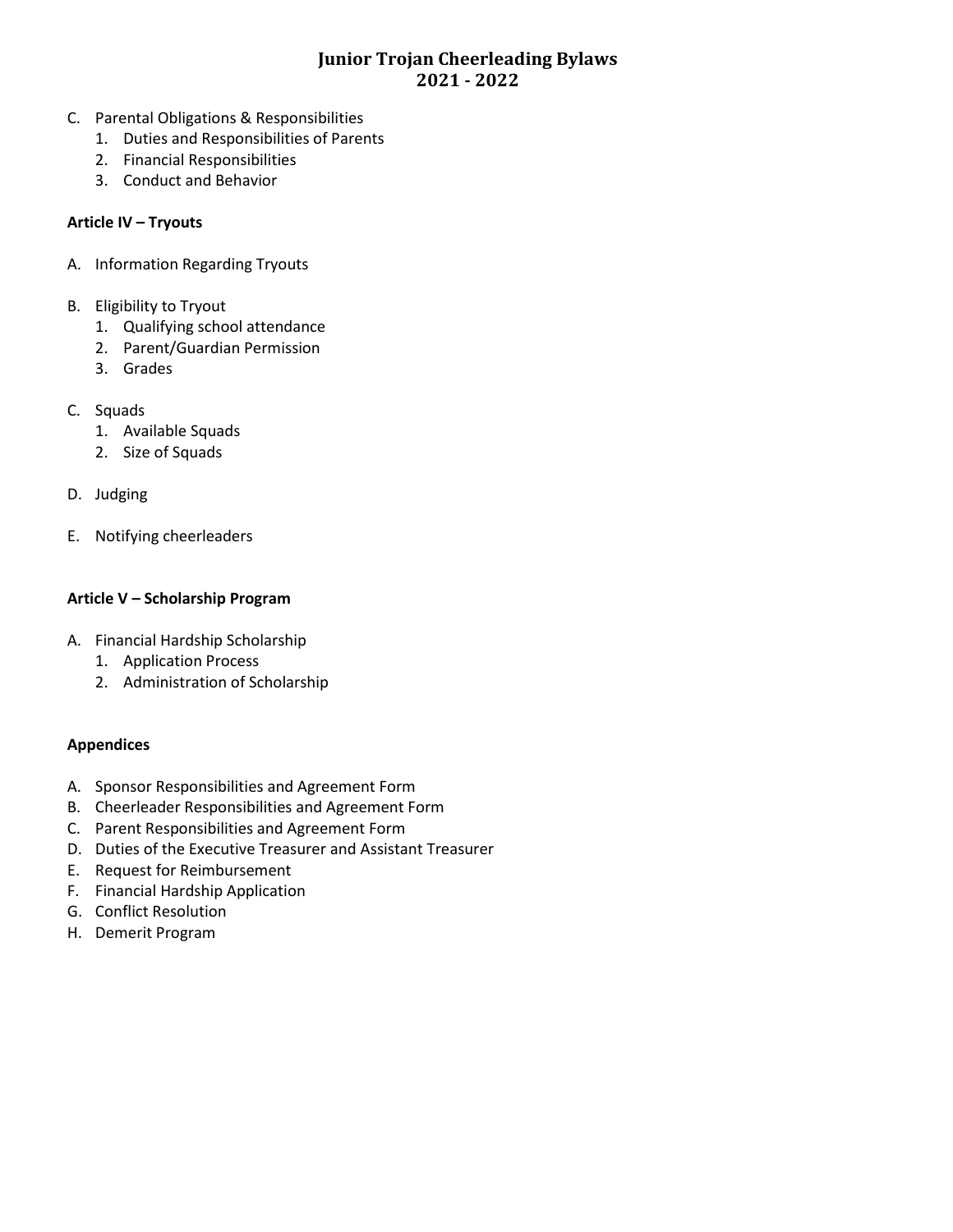C. Parental Obligations & Responsibilities
   1. Duties and Responsibilities of Parents
   2. Financial Responsibilities
   3. Conduct and Behavior

**Article IV – Tryouts**

A. Information Regarding Tryouts

B. Eligibility to Tryout
   1. Qualifying school attendance
   2. Parent/Guardian Permission
   3. Grades

C. Squads
   1. Available Squads
   2. Size of Squads

D. Judging

E. Notifying cheerleaders

**Article V – Scholarship Program**

A. Financial Hardship Scholarship
   1. Application Process
   2. Administration of Scholarship

**Appendices**

A. Sponsor Responsibilities and Agreement Form
B. Cheerleader Responsibilities and Agreement Form
C. Parent Responsibilities and Agreement Form
D. Duties of the Executive Treasurer and Assistant Treasurer
E. Request for Reimbursement
F. Financial Hardship Application
G. Conflict Resolution
H. Demerit Program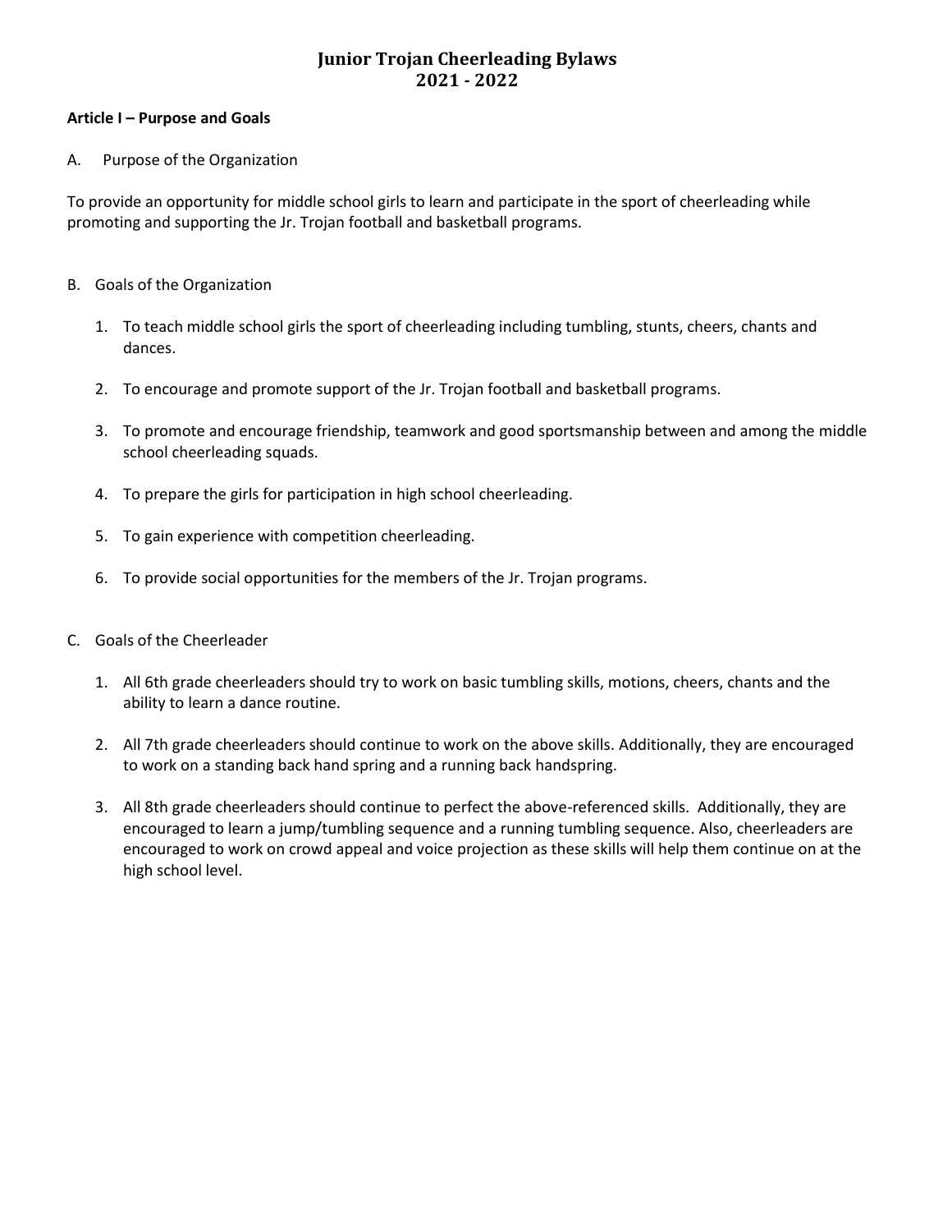# Junior Trojan Cheerleading Bylaws
# 2021 - 2022

**Article I – Purpose and Goals**

A. Purpose of the Organization

To provide an opportunity for middle school girls to learn and participate in the sport of cheerleading while promoting and supporting the Jr. Trojan football and basketball programs.

B. Goals of the Organization

1. To teach middle school girls the sport of cheerleading including tumbling, stunts, cheers, chants and dances.
2. To encourage and promote support of the Jr. Trojan football and basketball programs.
3. To promote and encourage friendship, teamwork and good sportsmanship between and among the middle school cheerleading squads.
4. To prepare the girls for participation in high school cheerleading.
5. To gain experience with competition cheerleading.
6. To provide social opportunities for the members of the Jr. Trojan programs.

C. Goals of the Cheerleader

1. All 6th grade cheerleaders should try to work on basic tumbling skills, motions, cheers, chants and the ability to learn a dance routine.
2. All 7th grade cheerleaders should continue to work on the above skills. Additionally, they are encouraged to work on a standing back hand spring and a running back handspring.
3. All 8th grade cheerleaders should continue to perfect the above-referenced skills. Additionally, they are encouraged to learn a jump/tumbling sequence and a running tumbling sequence. Also, cheerleaders are encouraged to work on crowd appeal and voice projection as these skills will help them continue on at the high school level.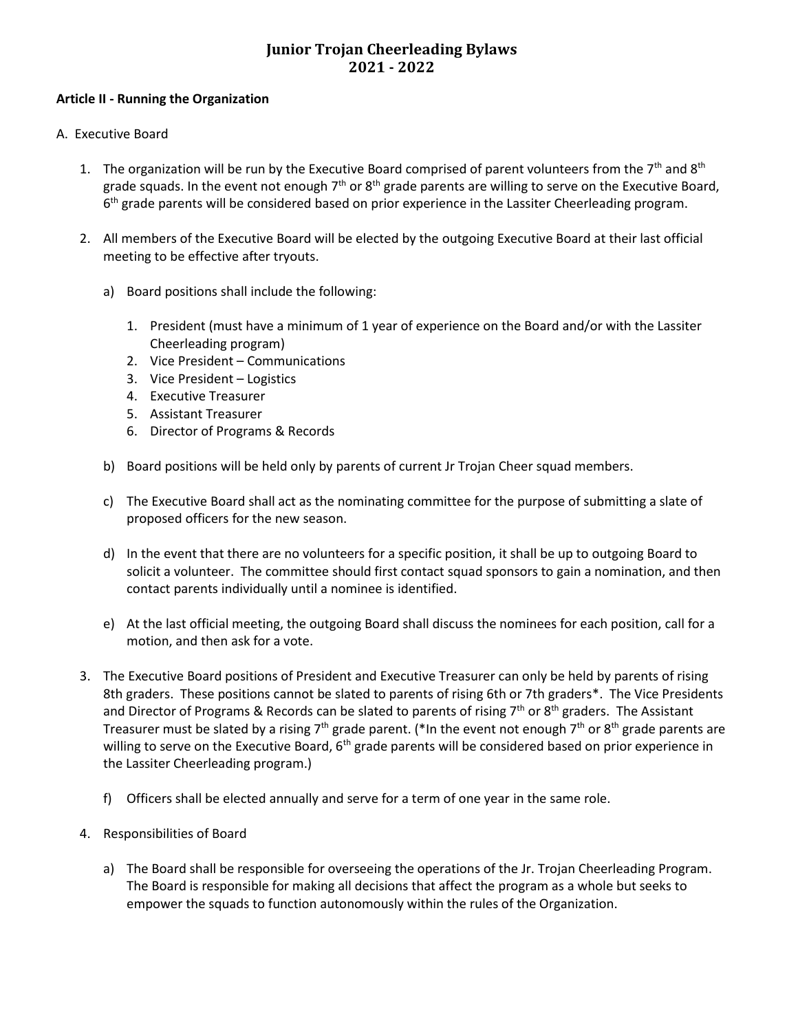# Junior Trojan Cheerleading Bylaws
# 2021 - 2022

**Article II - Running the Organization**

A. Executive Board

1. The organization will be run by the Executive Board comprised of parent volunteers from the 7th and 8th grade squads. In the event not enough 7th or 8th grade parents are willing to serve on the Executive Board, 6th grade parents will be considered based on prior experience in the Lassiter Cheerleading program.

2. All members of the Executive Board will be elected by the outgoing Executive Board at their last official meeting to be effective after tryouts.

   a) Board positions shall include the following:

      1. President (must have a minimum of 1 year of experience on the Board and/or with the Lassiter Cheerleading program)
      2. Vice President – Communications
      3. Vice President – Logistics
      4. Executive Treasurer
      5. Assistant Treasurer
      6. Director of Programs & Records

   b) Board positions will be held only by parents of current Jr Trojan Cheer squad members.

   c) The Executive Board shall act as the nominating committee for the purpose of submitting a slate of proposed officers for the new season.

   d) In the event that there are no volunteers for a specific position, it shall be up to outgoing Board to solicit a volunteer. The committee should first contact squad sponsors to gain a nomination, and then contact parents individually until a nominee is identified.

   e) At the last official meeting, the outgoing Board shall discuss the nominees for each position, call for a motion, and then ask for a vote.

3. The Executive Board positions of President and Executive Treasurer can only be held by parents of rising 8th graders. These positions cannot be slated to parents of rising 6th or 7th graders*. The Vice Presidents and Director of Programs & Records can be slated to parents of rising 7th or 8th graders. The Assistant Treasurer must be slated by a rising 7th grade parent. (*In the event not enough 7th or 8th grade parents are willing to serve on the Executive Board, 6th grade parents will be considered based on prior experience in the Lassiter Cheerleading program.)

   f) Officers shall be elected annually and serve for a term of one year in the same role.

4. Responsibilities of Board

   a) The Board shall be responsible for overseeing the operations of the Jr. Trojan Cheerleading Program. The Board is responsible for making all decisions that affect the program as a whole but seeks to empower the squads to function autonomously within the rules of the Organization.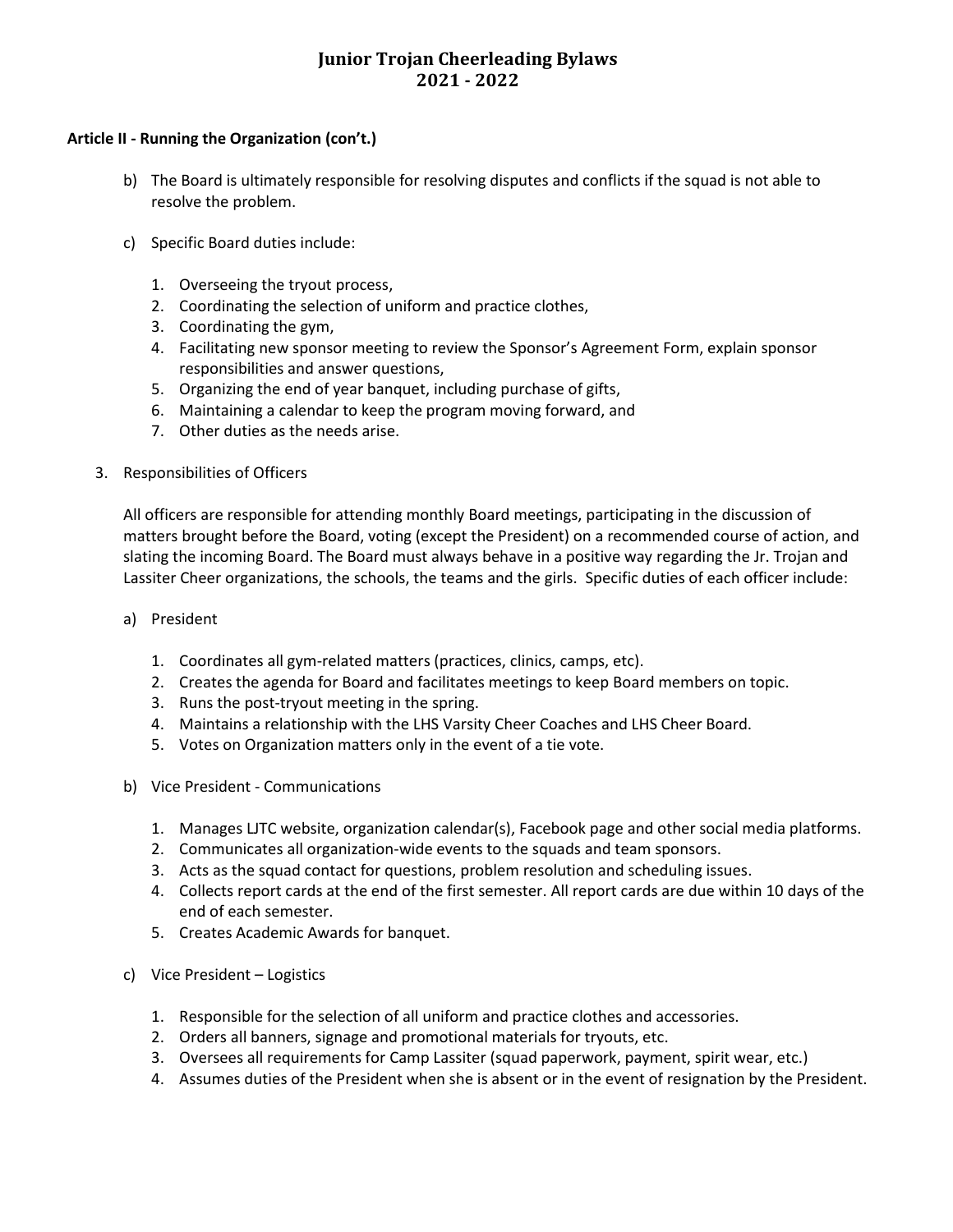# Junior Trojan Cheerleading Bylaws
# 2021 - 2022

**Article II - Running the Organization (con't.)**

b) The Board is ultimately responsible for resolving disputes and conflicts if the squad is not able to resolve the problem.

c) Specific Board duties include:

1. Overseeing the tryout process,
2. Coordinating the selection of uniform and practice clothes,
3. Coordinating the gym,
4. Facilitating new sponsor meeting to review the Sponsor's Agreement Form, explain sponsor responsibilities and answer questions,
5. Organizing the end of year banquet, including purchase of gifts,
6. Maintaining a calendar to keep the program moving forward, and
7. Other duties as the needs arise.

3. Responsibilities of Officers

All officers are responsible for attending monthly Board meetings, participating in the discussion of matters brought before the Board, voting (except the President) on a recommended course of action, and slating the incoming Board. The Board must always behave in a positive way regarding the Jr. Trojan and Lassiter Cheer organizations, the schools, the teams and the girls. Specific duties of each officer include:

a) President

1. Coordinates all gym-related matters (practices, clinics, camps, etc).
2. Creates the agenda for Board and facilitates meetings to keep Board members on topic.
3. Runs the post-tryout meeting in the spring.
4. Maintains a relationship with the LHS Varsity Cheer Coaches and LHS Cheer Board.
5. Votes on Organization matters only in the event of a tie vote.

b) Vice President - Communications

1. Manages LJTC website, organization calendar(s), Facebook page and other social media platforms.
2. Communicates all organization-wide events to the squads and team sponsors.
3. Acts as the squad contact for questions, problem resolution and scheduling issues.
4. Collects report cards at the end of the first semester. All report cards are due within 10 days of the end of each semester.
5. Creates Academic Awards for banquet.

c) Vice President – Logistics

1. Responsible for the selection of all uniform and practice clothes and accessories.
2. Orders all banners, signage and promotional materials for tryouts, etc.
3. Oversees all requirements for Camp Lassiter (squad paperwork, payment, spirit wear, etc.)
4. Assumes duties of the President when she is absent or in the event of resignation by the President.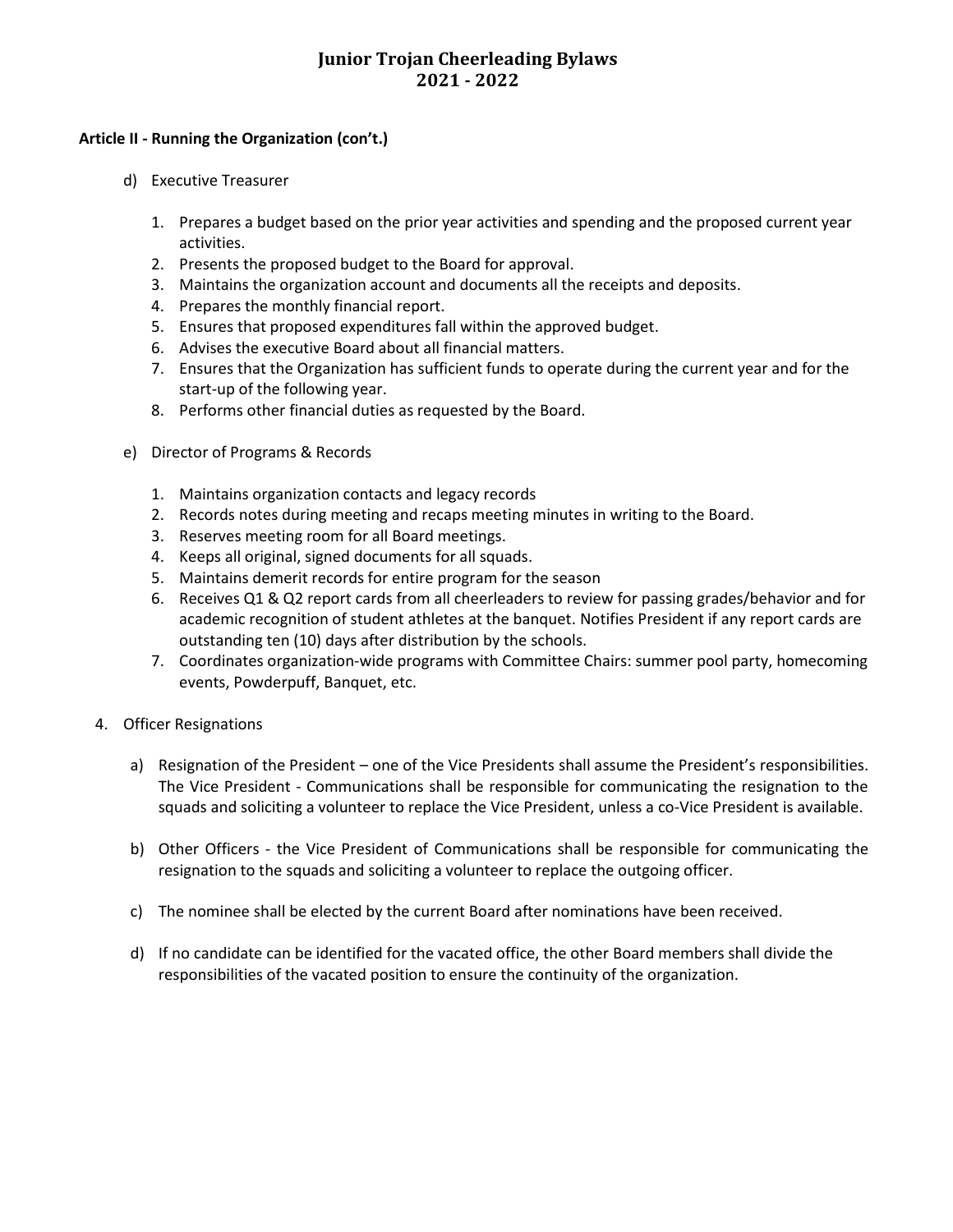**Article II - Running the Organization (con't.)**

d) Executive Treasurer

1. Prepares a budget based on the prior year activities and spending and the proposed current year activities.
2. Presents the proposed budget to the Board for approval.
3. Maintains the organization account and documents all the receipts and deposits.
4. Prepares the monthly financial report.
5. Ensures that proposed expenditures fall within the approved budget.
6. Advises the executive Board about all financial matters.
7. Ensures that the Organization has sufficient funds to operate during the current year and for the start-up of the following year.
8. Performs other financial duties as requested by the Board.

e) Director of Programs & Records

1. Maintains organization contacts and legacy records
2. Records notes during meeting and recaps meeting minutes in writing to the Board.
3. Reserves meeting room for all Board meetings.
4. Keeps all original, signed documents for all squads.
5. Maintains demerit records for entire program for the season
6. Receives Q1 & Q2 report cards from all cheerleaders to review for passing grades/behavior and for academic recognition of student athletes at the banquet. Notifies President if any report cards are outstanding ten (10) days after distribution by the schools.
7. Coordinates organization-wide programs with Committee Chairs: summer pool party, homecoming events, Powderpuff, Banquet, etc.

4. Officer Resignations

a) Resignation of the President – one of the Vice Presidents shall assume the President's responsibilities. The Vice President - Communications shall be responsible for communicating the resignation to the squads and soliciting a volunteer to replace the Vice President, unless a co-Vice President is available.

b) Other Officers - the Vice President of Communications shall be responsible for communicating the resignation to the squads and soliciting a volunteer to replace the outgoing officer.

c) The nominee shall be elected by the current Board after nominations have been received.

d) If no candidate can be identified for the vacated office, the other Board members shall divide the responsibilities of the vacated position to ensure the continuity of the organization.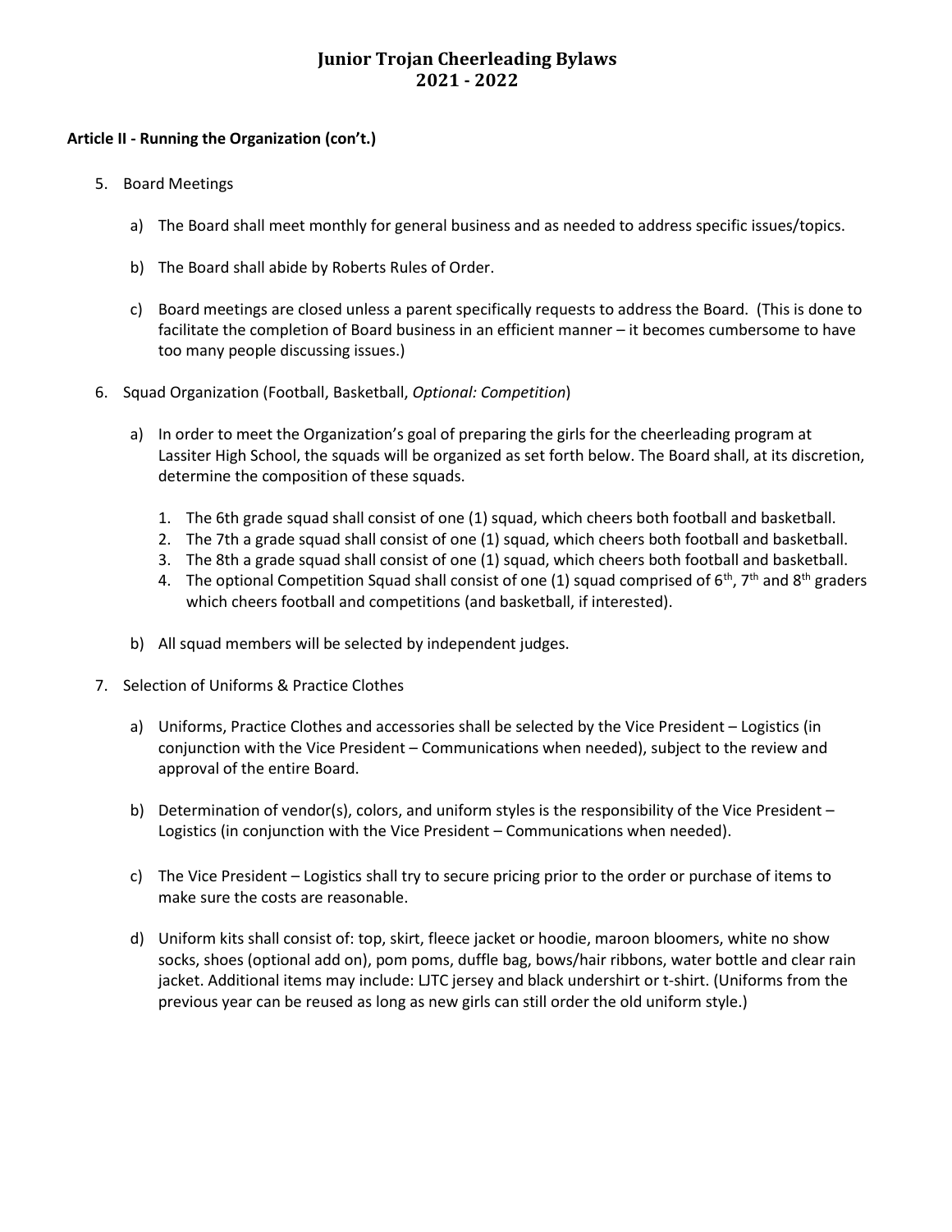# Junior Trojan Cheerleading Bylaws
# 2021 - 2022

**Article II - Running the Organization (con't.)**

5. Board Meetings

   a) The Board shall meet monthly for general business and as needed to address specific issues/topics.

   b) The Board shall abide by Roberts Rules of Order.

   c) Board meetings are closed unless a parent specifically requests to address the Board. (This is done to facilitate the completion of Board business in an efficient manner – it becomes cumbersome to have too many people discussing issues.)

6. Squad Organization (Football, Basketball, *Optional: Competition*)

   a) In order to meet the Organization's goal of preparing the girls for the cheerleading program at Lassiter High School, the squads will be organized as set forth below. The Board shall, at its discretion, determine the composition of these squads.

      1. The 6th grade squad shall consist of one (1) squad, which cheers both football and basketball.
      2. The 7th a grade squad shall consist of one (1) squad, which cheers both football and basketball.
      3. The 8th a grade squad shall consist of one (1) squad, which cheers both football and basketball.
      4. The optional Competition Squad shall consist of one (1) squad comprised of 6th, 7th and 8th graders which cheers football and competitions (and basketball, if interested).

   b) All squad members will be selected by independent judges.

7. Selection of Uniforms & Practice Clothes

   a) Uniforms, Practice Clothes and accessories shall be selected by the Vice President – Logistics (in conjunction with the Vice President – Communications when needed), subject to the review and approval of the entire Board.

   b) Determination of vendor(s), colors, and uniform styles is the responsibility of the Vice President – Logistics (in conjunction with the Vice President – Communications when needed).

   c) The Vice President – Logistics shall try to secure pricing prior to the order or purchase of items to make sure the costs are reasonable.

   d) Uniform kits shall consist of: top, skirt, fleece jacket or hoodie, maroon bloomers, white no show socks, shoes (optional add on), pom poms, duffle bag, bows/hair ribbons, water bottle and clear rain jacket. Additional items may include: LJTC jersey and black undershirt or t-shirt. (Uniforms from the previous year can be reused as long as new girls can still order the old uniform style.)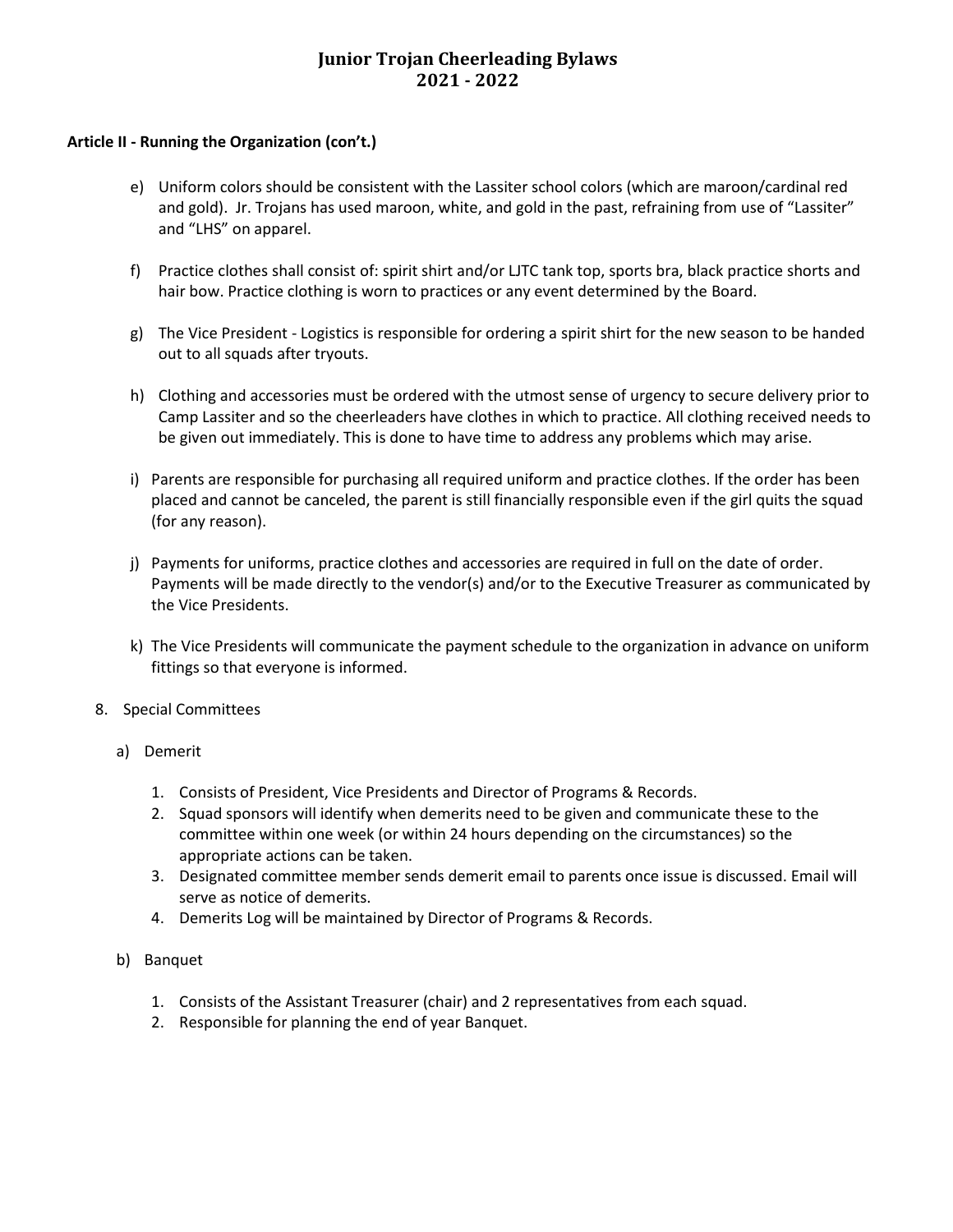**Article II - Running the Organization (con't.)**

e) Uniform colors should be consistent with the Lassiter school colors (which are maroon/cardinal red and gold). Jr. Trojans has used maroon, white, and gold in the past, refraining from use of "Lassiter" and "LHS" on apparel.

f) Practice clothes shall consist of: spirit shirt and/or LJTC tank top, sports bra, black practice shorts and hair bow. Practice clothing is worn to practices or any event determined by the Board.

g) The Vice President - Logistics is responsible for ordering a spirit shirt for the new season to be handed out to all squads after tryouts.

h) Clothing and accessories must be ordered with the utmost sense of urgency to secure delivery prior to Camp Lassiter and so the cheerleaders have clothes in which to practice. All clothing received needs to be given out immediately. This is done to have time to address any problems which may arise.

i) Parents are responsible for purchasing all required uniform and practice clothes. If the order has been placed and cannot be canceled, the parent is still financially responsible even if the girl quits the squad (for any reason).

j) Payments for uniforms, practice clothes and accessories are required in full on the date of order. Payments will be made directly to the vendor(s) and/or to the Executive Treasurer as communicated by the Vice Presidents.

k) The Vice Presidents will communicate the payment schedule to the organization in advance on uniform fittings so that everyone is informed.

8. Special Committees

   a) Demerit

      1. Consists of President, Vice Presidents and Director of Programs & Records.
      2. Squad sponsors will identify when demerits need to be given and communicate these to the committee within one week (or within 24 hours depending on the circumstances) so the appropriate actions can be taken.
      3. Designated committee member sends demerit email to parents once issue is discussed. Email will serve as notice of demerits.
      4. Demerits Log will be maintained by Director of Programs & Records.

   b) Banquet

      1. Consists of the Assistant Treasurer (chair) and 2 representatives from each squad.
      2. Responsible for planning the end of year Banquet.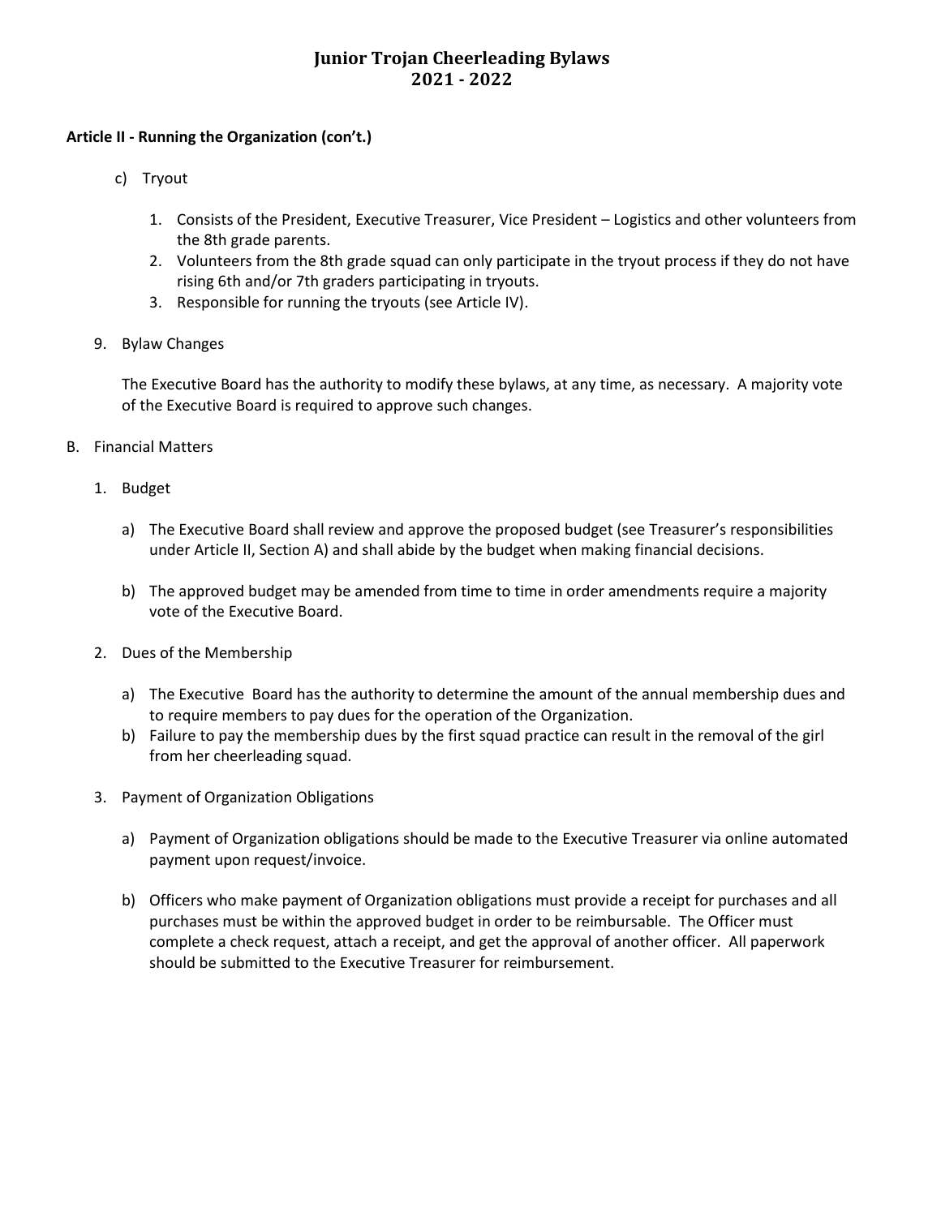# Junior Trojan Cheerleading Bylaws
# 2021 - 2022

**Article II - Running the Organization (con't.)**

c) Tryout

1. Consists of the President, Executive Treasurer, Vice President – Logistics and other volunteers from the 8th grade parents.
2. Volunteers from the 8th grade squad can only participate in the tryout process if they do not have rising 6th and/or 7th graders participating in tryouts.
3. Responsible for running the tryouts (see Article IV).

9. Bylaw Changes

   The Executive Board has the authority to modify these bylaws, at any time, as necessary. A majority vote of the Executive Board is required to approve such changes.

B. Financial Matters

1. Budget

   a) The Executive Board shall review and approve the proposed budget (see Treasurer's responsibilities under Article II, Section A) and shall abide by the budget when making financial decisions.

   b) The approved budget may be amended from time to time in order amendments require a majority vote of the Executive Board.

2. Dues of the Membership

   a) The Executive Board has the authority to determine the amount of the annual membership dues and to require members to pay dues for the operation of the Organization.
   b) Failure to pay the membership dues by the first squad practice can result in the removal of the girl from her cheerleading squad.

3. Payment of Organization Obligations

   a) Payment of Organization obligations should be made to the Executive Treasurer via online automated payment upon request/invoice.

   b) Officers who make payment of Organization obligations must provide a receipt for purchases and all purchases must be within the approved budget in order to be reimbursable. The Officer must complete a check request, attach a receipt, and get the approval of another officer. All paperwork should be submitted to the Executive Treasurer for reimbursement.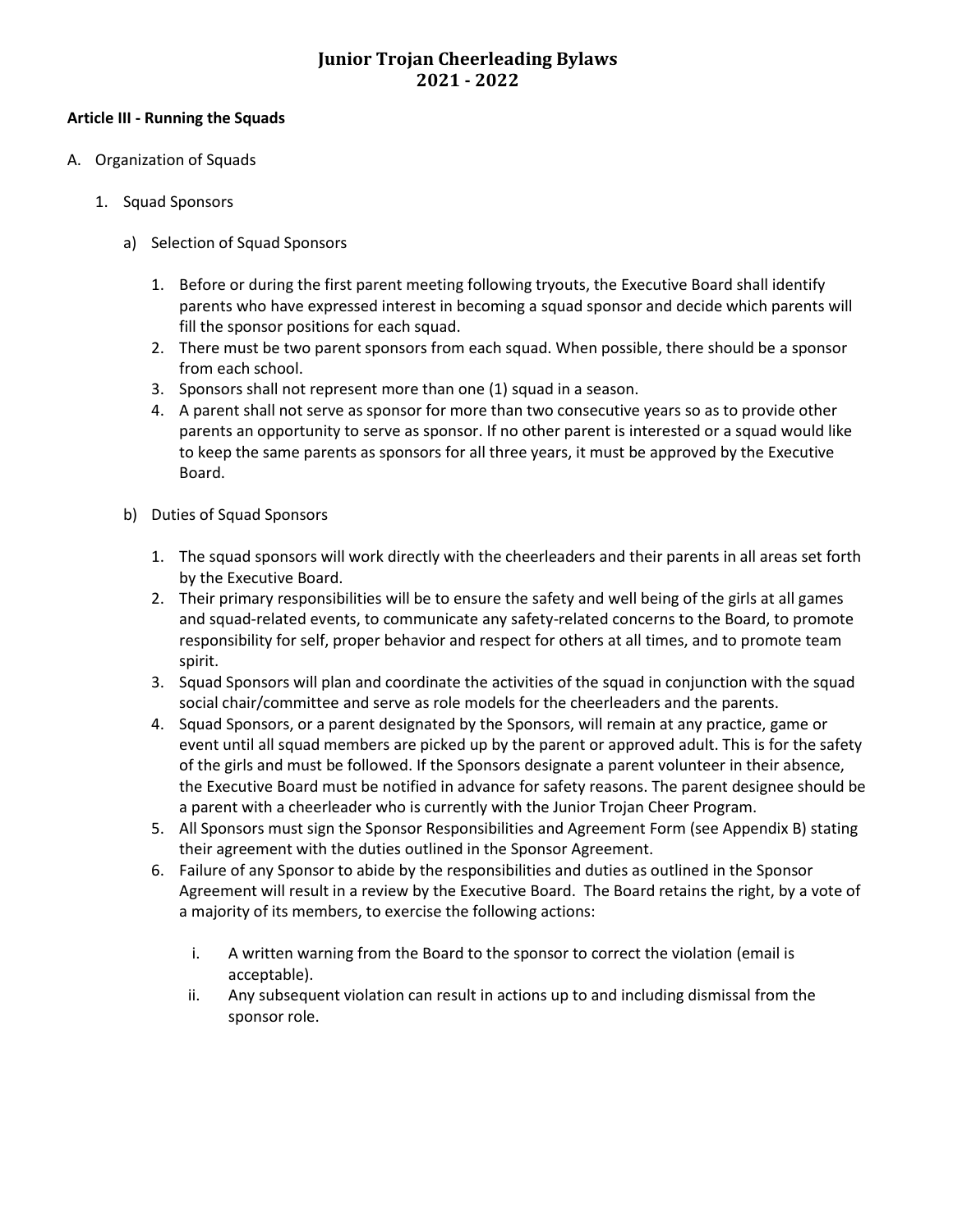# Junior Trojan Cheerleading Bylaws 2021 - 2022

**Article III - Running the Squads**

A. Organization of Squads

   1. Squad Sponsors

      a) Selection of Squad Sponsors

         1. Before or during the first parent meeting following tryouts, the Executive Board shall identify parents who have expressed interest in becoming a squad sponsor and decide which parents will fill the sponsor positions for each squad.
         2. There must be two parent sponsors from each squad. When possible, there should be a sponsor from each school.
         3. Sponsors shall not represent more than one (1) squad in a season.
         4. A parent shall not serve as sponsor for more than two consecutive years so as to provide other parents an opportunity to serve as sponsor. If no other parent is interested or a squad would like to keep the same parents as sponsors for all three years, it must be approved by the Executive Board.

      b) Duties of Squad Sponsors

         1. The squad sponsors will work directly with the cheerleaders and their parents in all areas set forth by the Executive Board.
         2. Their primary responsibilities will be to ensure the safety and well being of the girls at all games and squad-related events, to communicate any safety-related concerns to the Board, to promote responsibility for self, proper behavior and respect for others at all times, and to promote team spirit.
         3. Squad Sponsors will plan and coordinate the activities of the squad in conjunction with the squad social chair/committee and serve as role models for the cheerleaders and the parents.
         4. Squad Sponsors, or a parent designated by the Sponsors, will remain at any practice, game or event until all squad members are picked up by the parent or approved adult. This is for the safety of the girls and must be followed. If the Sponsors designate a parent volunteer in their absence, the Executive Board must be notified in advance for safety reasons. The parent designee should be a parent with a cheerleader who is currently with the Junior Trojan Cheer Program.
         5. All Sponsors must sign the Sponsor Responsibilities and Agreement Form (see Appendix B) stating their agreement with the duties outlined in the Sponsor Agreement.
         6. Failure of any Sponsor to abide by the responsibilities and duties as outlined in the Sponsor Agreement will result in a review by the Executive Board. The Board retains the right, by a vote of a majority of its members, to exercise the following actions:

            i. A written warning from the Board to the sponsor to correct the violation (email is acceptable).
            ii. Any subsequent violation can result in actions up to and including dismissal from the sponsor role.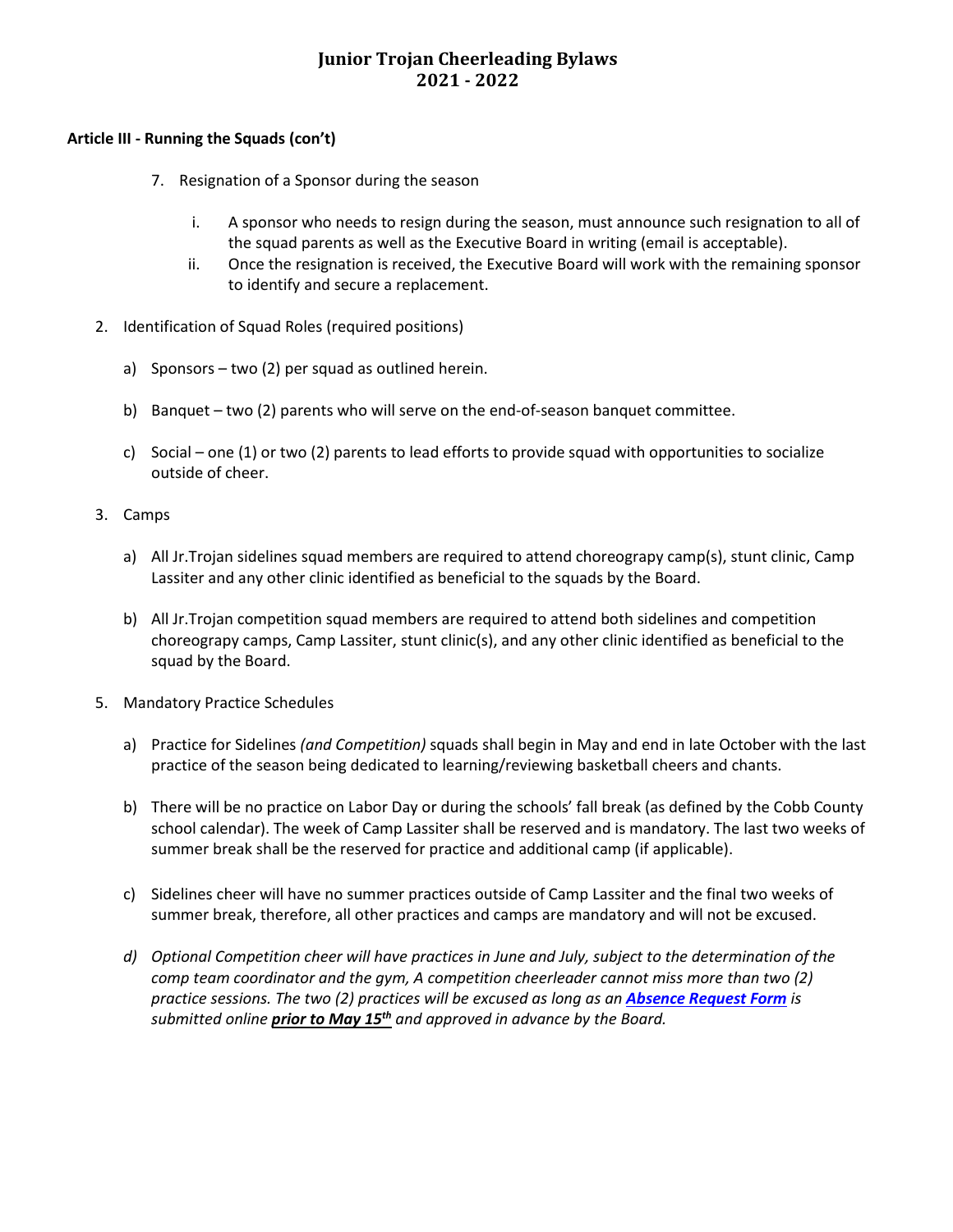# Junior Trojan Cheerleading Bylaws
# 2021 - 2022

**Article III - Running the Squads (con't)**

7. Resignation of a Sponsor during the season

   i. A sponsor who needs to resign during the season, must announce such resignation to all of the squad parents as well as the Executive Board in writing (email is acceptable).

   ii. Once the resignation is received, the Executive Board will work with the remaining sponsor to identify and secure a replacement.

2. Identification of Squad Roles (required positions)

   a) Sponsors – two (2) per squad as outlined herein.

   b) Banquet – two (2) parents who will serve on the end-of-season banquet committee.

   c) Social – one (1) or two (2) parents to lead efforts to provide squad with opportunities to socialize outside of cheer.

3. Camps

   a) All Jr.Trojan sidelines squad members are required to attend choreograpy camp(s), stunt clinic, Camp Lassiter and any other clinic identified as beneficial to the squads by the Board.

   b) All Jr.Trojan competition squad members are required to attend both sidelines and competition choreograpy camps, Camp Lassiter, stunt clinic(s), and any other clinic identified as beneficial to the squad by the Board.

5. Mandatory Practice Schedules

   a) Practice for Sidelines *(and Competition)* squads shall begin in May and end in late October with the last practice of the season being dedicated to learning/reviewing basketball cheers and chants.

   b) There will be no practice on Labor Day or during the schools' fall break (as defined by the Cobb County school calendar). The week of Camp Lassiter shall be reserved and is mandatory. The last two weeks of summer break shall be the reserved for practice and additional camp (if applicable).

   c) Sidelines cheer will have no summer practices outside of Camp Lassiter and the final two weeks of summer break, therefore, all other practices and camps are mandatory and will not be excused.

   d) *Optional Competition cheer will have practices in June and July, subject to the determination of the comp team coordinator and the gym, A competition cheerleader cannot miss more than two (2) practice sessions. The two (2) practices will be excused as long as an **Absence Request Form** is submitted online **prior to May 15th** and approved in advance by the Board.*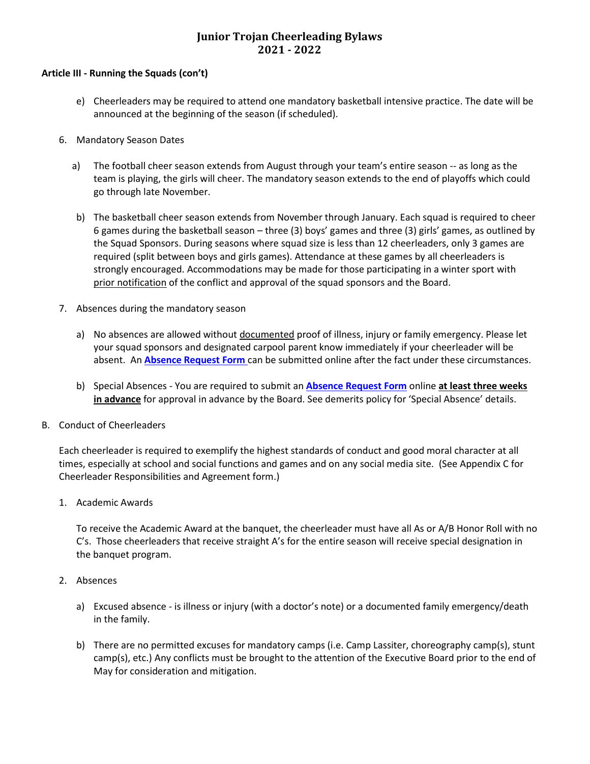# Junior Trojan Cheerleading Bylaws 2021 - 2022

**Article III - Running the Squads (con't)**

e) Cheerleaders may be required to attend one mandatory basketball intensive practice. The date will be announced at the beginning of the season (if scheduled).

6. Mandatory Season Dates

   a) The football cheer season extends from August through your team's entire season -- as long as the team is playing, the girls will cheer. The mandatory season extends to the end of playoffs which could go through late November.

   b) The basketball cheer season extends from November through January. Each squad is required to cheer 6 games during the basketball season – three (3) boys' games and three (3) girls' games, as outlined by the Squad Sponsors. During seasons where squad size is less than 12 cheerleaders, only 3 games are required (split between boys and girls games). Attendance at these games by all cheerleaders is strongly encouraged. Accommodations may be made for those participating in a winter sport with <u>prior notification</u> of the conflict and approval of the squad sponsors and the Board.

7. Absences during the mandatory season

   a) No absences are allowed without <u>documented</u> proof of illness, injury or family emergency. Please let your squad sponsors and designated carpool parent know immediately if your cheerleader will be absent. An **Absence Request Form** can be submitted online after the fact under these circumstances.

   b) Special Absences - You are required to submit an **Absence Request Form** online **<u>at least three weeks in advance</u>** for approval in advance by the Board. See demerits policy for 'Special Absence' details.

B. Conduct of Cheerleaders

Each cheerleader is required to exemplify the highest standards of conduct and good moral character at all times, especially at school and social functions and games and on any social media site. (See Appendix C for Cheerleader Responsibilities and Agreement form.)

1. Academic Awards

   To receive the Academic Award at the banquet, the cheerleader must have all As or A/B Honor Roll with no C's. Those cheerleaders that receive straight A's for the entire season will receive special designation in the banquet program.

2. Absences

   a) Excused absence - is illness or injury (with a doctor's note) or a documented family emergency/death in the family.

   b) There are no permitted excuses for mandatory camps (i.e. Camp Lassiter, choreography camp(s), stunt camp(s), etc.) Any conflicts must be brought to the attention of the Executive Board prior to the end of May for consideration and mitigation.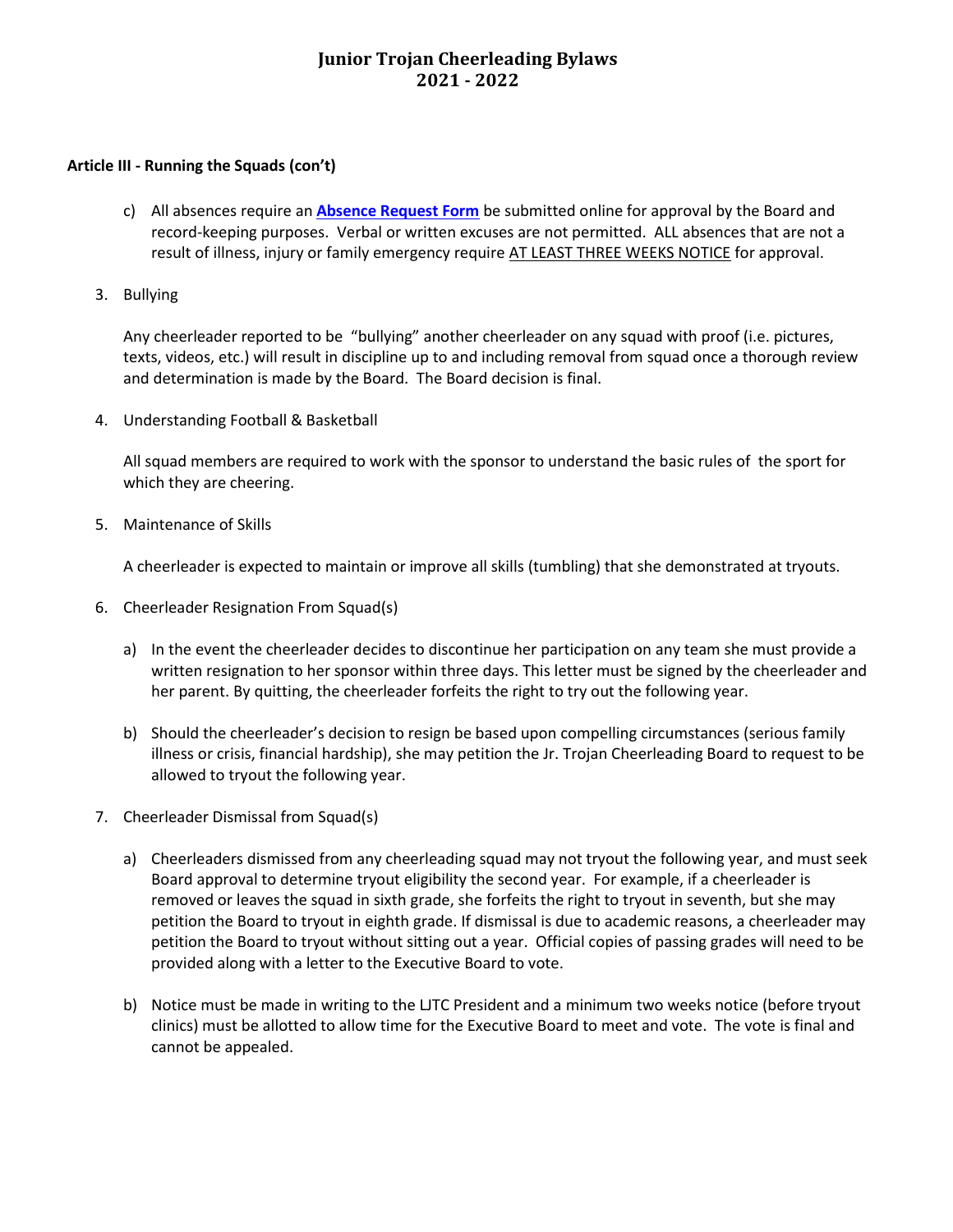**Article III - Running the Squads (con't)**

c) All absences require an **Absence Request Form** be submitted online for approval by the Board and record-keeping purposes. Verbal or written excuses are not permitted. ALL absences that are not a result of illness, injury or family emergency require <u>AT LEAST THREE WEEKS NOTICE</u> for approval.

3. Bullying

   Any cheerleader reported to be "bullying" another cheerleader on any squad with proof (i.e. pictures, texts, videos, etc.) will result in discipline up to and including removal from squad once a thorough review and determination is made by the Board. The Board decision is final.

4. Understanding Football & Basketball

   All squad members are required to work with the sponsor to understand the basic rules of the sport for which they are cheering.

5. Maintenance of Skills

   A cheerleader is expected to maintain or improve all skills (tumbling) that she demonstrated at tryouts.

6. Cheerleader Resignation From Squad(s)

   a) In the event the cheerleader decides to discontinue her participation on any team she must provide a written resignation to her sponsor within three days. This letter must be signed by the cheerleader and her parent. By quitting, the cheerleader forfeits the right to try out the following year.

   b) Should the cheerleader's decision to resign be based upon compelling circumstances (serious family illness or crisis, financial hardship), she may petition the Jr. Trojan Cheerleading Board to request to be allowed to tryout the following year.

7. Cheerleader Dismissal from Squad(s)

   a) Cheerleaders dismissed from any cheerleading squad may not tryout the following year, and must seek Board approval to determine tryout eligibility the second year. For example, if a cheerleader is removed or leaves the squad in sixth grade, she forfeits the right to tryout in seventh, but she may petition the Board to tryout in eighth grade. If dismissal is due to academic reasons, a cheerleader may petition the Board to tryout without sitting out a year. Official copies of passing grades will need to be provided along with a letter to the Executive Board to vote.

   b) Notice must be made in writing to the LJTC President and a minimum two weeks notice (before tryout clinics) must be allotted to allow time for the Executive Board to meet and vote. The vote is final and cannot be appealed.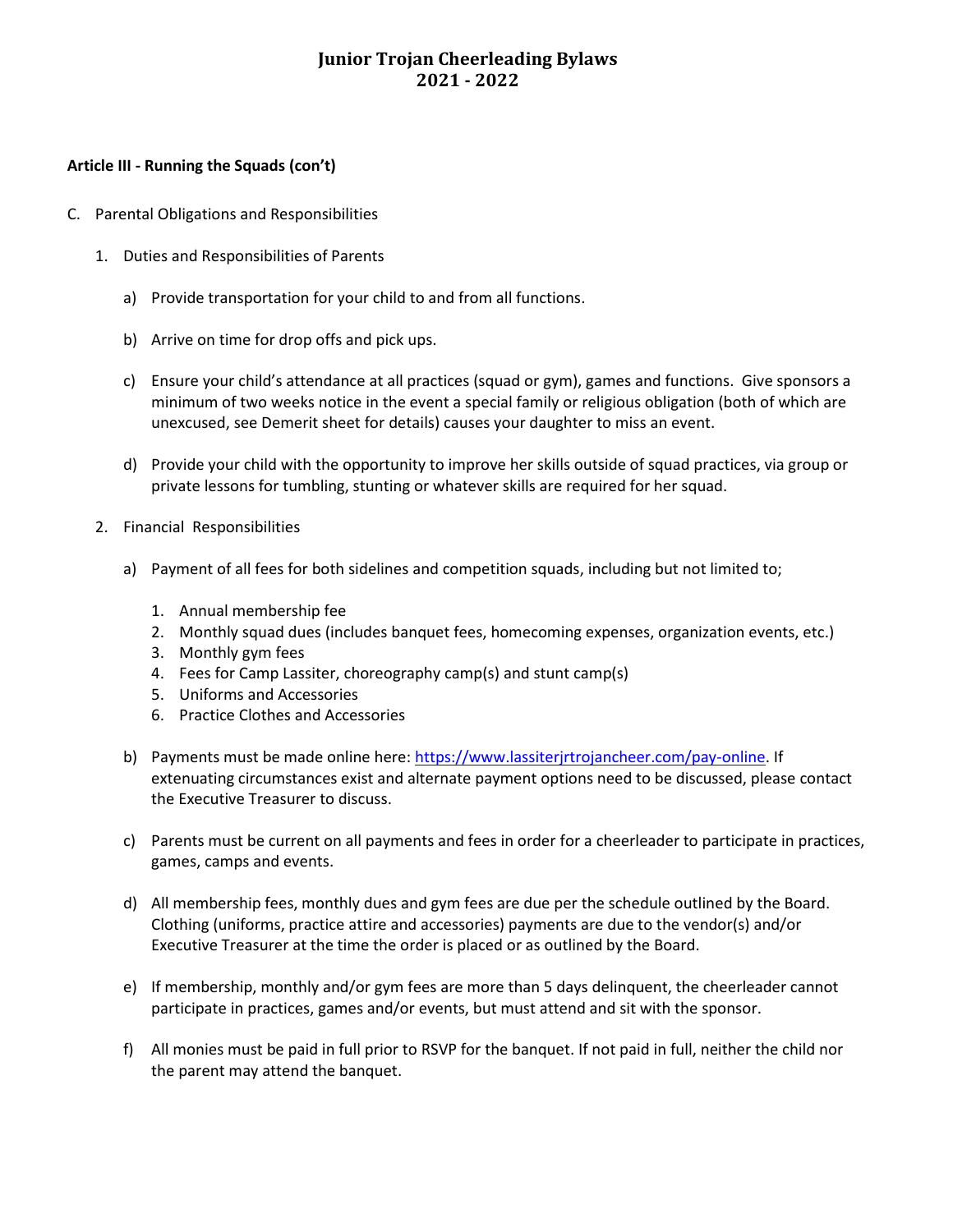# Junior Trojan Cheerleading Bylaws
# 2021 - 2022

**Article III - Running the Squads (con't)**

C. Parental Obligations and Responsibilities

1. Duties and Responsibilities of Parents

   a) Provide transportation for your child to and from all functions.

   b) Arrive on time for drop offs and pick ups.

   c) Ensure your child's attendance at all practices (squad or gym), games and functions. Give sponsors a minimum of two weeks notice in the event a special family or religious obligation (both of which are unexcused, see Demerit sheet for details) causes your daughter to miss an event.

   d) Provide your child with the opportunity to improve her skills outside of squad practices, via group or private lessons for tumbling, stunting or whatever skills are required for her squad.

2. Financial Responsibilities

   a) Payment of all fees for both sidelines and competition squads, including but not limited to;

      1. Annual membership fee
      2. Monthly squad dues (includes banquet fees, homecoming expenses, organization events, etc.)
      3. Monthly gym fees
      4. Fees for Camp Lassiter, choreography camp(s) and stunt camp(s)
      5. Uniforms and Accessories
      6. Practice Clothes and Accessories

   b) Payments must be made online here: [https://www.lassiterjrtrojancheer.com/pay-online](https://www.lassiterjrtrojancheer.com/pay-online). If extenuating circumstances exist and alternate payment options need to be discussed, please contact the Executive Treasurer to discuss.

   c) Parents must be current on all payments and fees in order for a cheerleader to participate in practices, games, camps and events.

   d) All membership fees, monthly dues and gym fees are due per the schedule outlined by the Board. Clothing (uniforms, practice attire and accessories) payments are due to the vendor(s) and/or Executive Treasurer at the time the order is placed or as outlined by the Board.

   e) If membership, monthly and/or gym fees are more than 5 days delinquent, the cheerleader cannot participate in practices, games and/or events, but must attend and sit with the sponsor.

   f) All monies must be paid in full prior to RSVP for the banquet. If not paid in full, neither the child nor the parent may attend the banquet.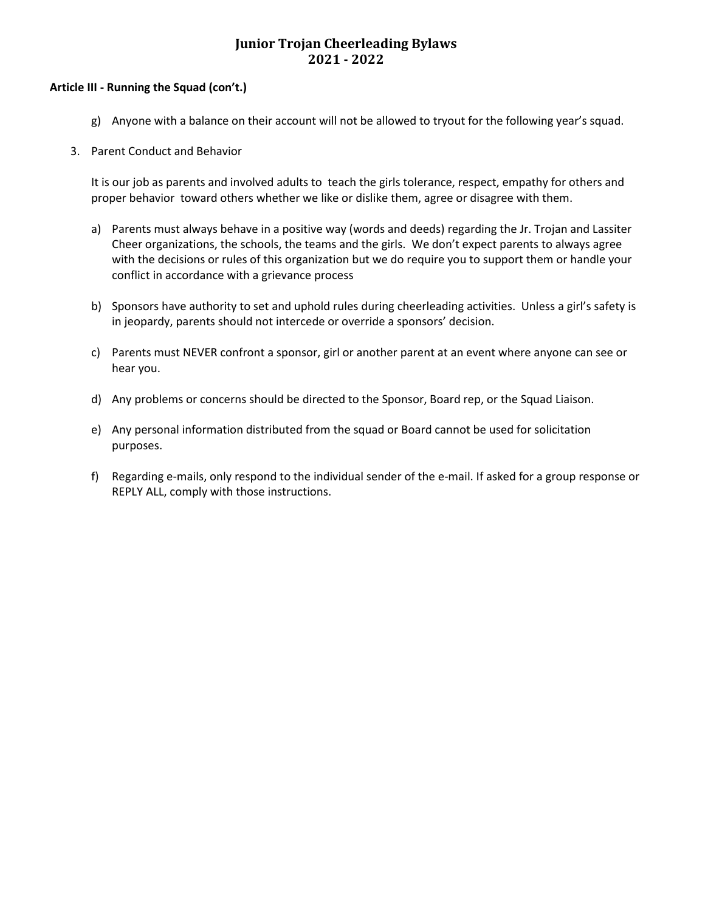**Article III - Running the Squad (con't.)**

g) Anyone with a balance on their account will not be allowed to tryout for the following year's squad.

3. Parent Conduct and Behavior

   It is our job as parents and involved adults to teach the girls tolerance, respect, empathy for others and proper behavior toward others whether we like or dislike them, agree or disagree with them.

   a) Parents must always behave in a positive way (words and deeds) regarding the Jr. Trojan and Lassiter Cheer organizations, the schools, the teams and the girls. We don't expect parents to always agree with the decisions or rules of this organization but we do require you to support them or handle your conflict in accordance with a grievance process

   b) Sponsors have authority to set and uphold rules during cheerleading activities. Unless a girl's safety is in jeopardy, parents should not intercede or override a sponsors' decision.

   c) Parents must NEVER confront a sponsor, girl or another parent at an event where anyone can see or hear you.

   d) Any problems or concerns should be directed to the Sponsor, Board rep, or the Squad Liaison.

   e) Any personal information distributed from the squad or Board cannot be used for solicitation purposes.

   f) Regarding e-mails, only respond to the individual sender of the e-mail. If asked for a group response or REPLY ALL, comply with those instructions.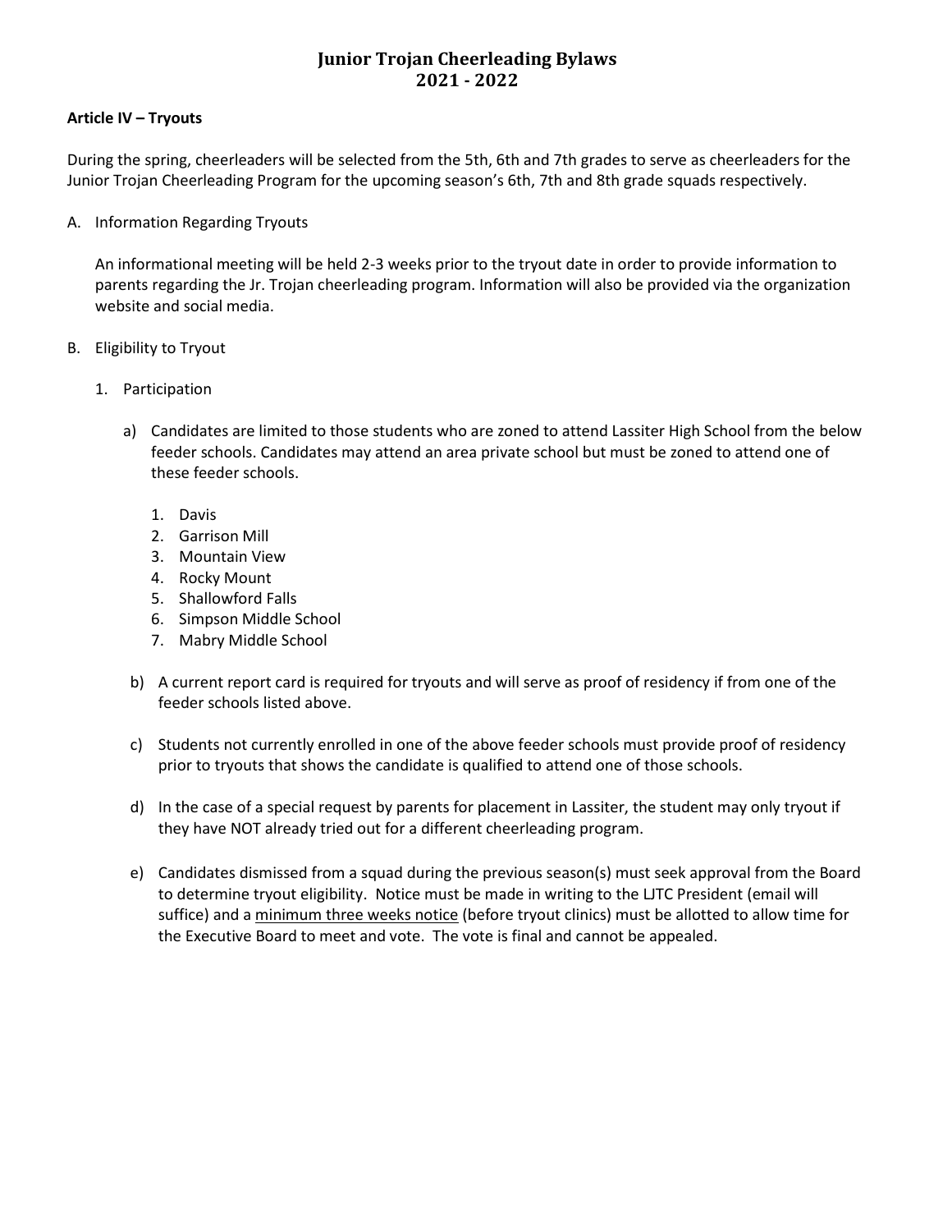# Junior Trojan Cheerleading Bylaws
# 2021 - 2022

**Article IV – Tryouts**

During the spring, cheerleaders will be selected from the 5th, 6th and 7th grades to serve as cheerleaders for the Junior Trojan Cheerleading Program for the upcoming season's 6th, 7th and 8th grade squads respectively.

A. Information Regarding Tryouts

   An informational meeting will be held 2-3 weeks prior to the tryout date in order to provide information to parents regarding the Jr. Trojan cheerleading program. Information will also be provided via the organization website and social media.

B. Eligibility to Tryout

   1. Participation

      a) Candidates are limited to those students who are zoned to attend Lassiter High School from the below feeder schools. Candidates may attend an area private school but must be zoned to attend one of these feeder schools.

         1. Davis
         2. Garrison Mill
         3. Mountain View
         4. Rocky Mount
         5. Shallowford Falls
         6. Simpson Middle School
         7. Mabry Middle School

      b) A current report card is required for tryouts and will serve as proof of residency if from one of the feeder schools listed above.

      c) Students not currently enrolled in one of the above feeder schools must provide proof of residency prior to tryouts that shows the candidate is qualified to attend one of those schools.

      d) In the case of a special request by parents for placement in Lassiter, the student may only tryout if they have NOT already tried out for a different cheerleading program.

      e) Candidates dismissed from a squad during the previous season(s) must seek approval from the Board to determine tryout eligibility. Notice must be made in writing to the LJTC President (email will suffice) and a <u>minimum three weeks notice</u> (before tryout clinics) must be allotted to allow time for the Executive Board to meet and vote. The vote is final and cannot be appealed.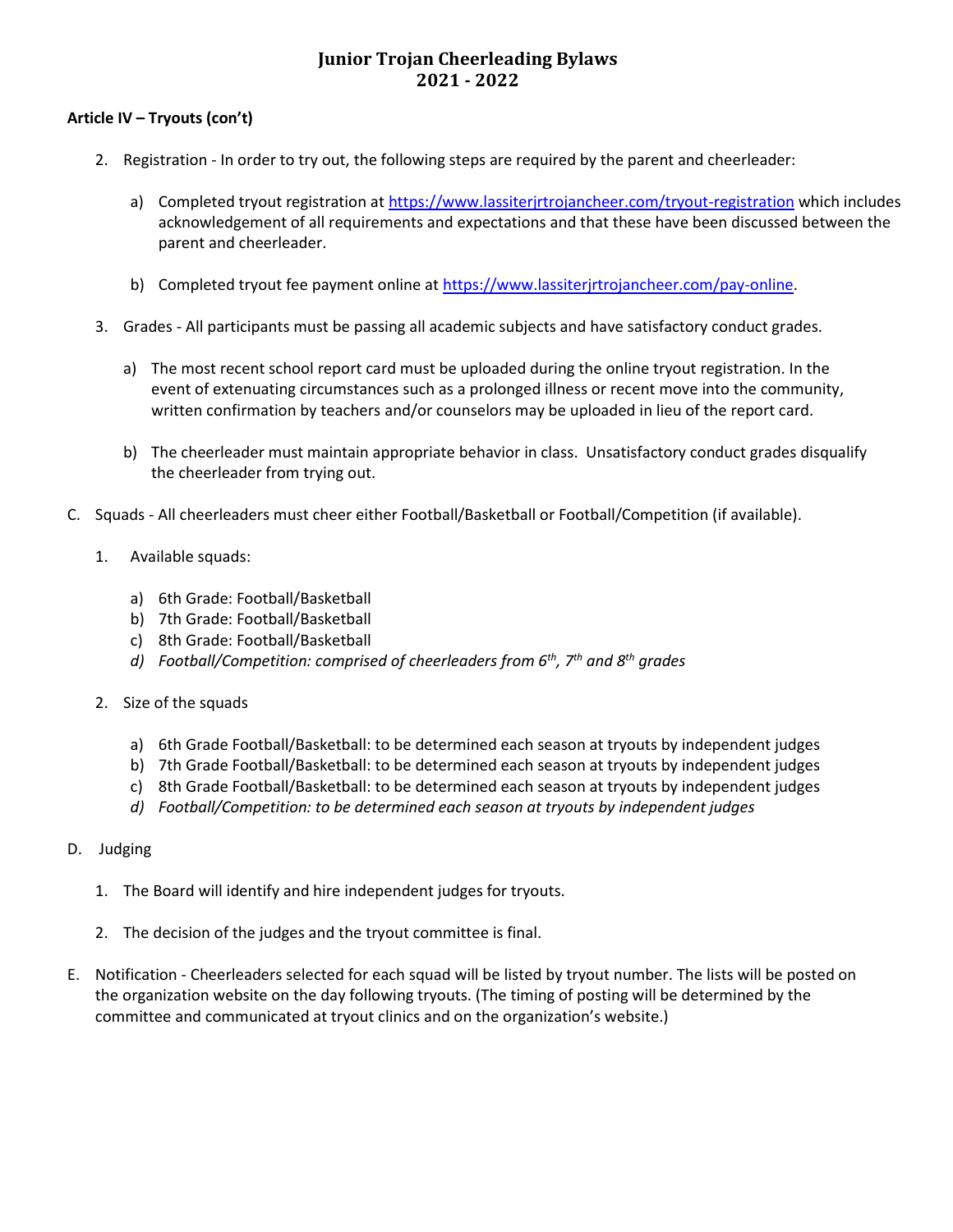# Junior Trojan Cheerleading Bylaws
# 2021 - 2022

**Article IV – Tryouts (con't)**

2. Registration - In order to try out, the following steps are required by the parent and cheerleader:

   a) Completed tryout registration at https://www.lassiterjrtrojancheer.com/tryout-registration which includes acknowledgement of all requirements and expectations and that these have been discussed between the parent and cheerleader.

   b) Completed tryout fee payment online at https://www.lassiterjrtrojancheer.com/pay-online.

3. Grades - All participants must be passing all academic subjects and have satisfactory conduct grades.

   a) The most recent school report card must be uploaded during the online tryout registration. In the event of extenuating circumstances such as a prolonged illness or recent move into the community, written confirmation by teachers and/or counselors may be uploaded in lieu of the report card.

   b) The cheerleader must maintain appropriate behavior in class. Unsatisfactory conduct grades disqualify the cheerleader from trying out.

C. Squads - All cheerleaders must cheer either Football/Basketball or Football/Competition (if available).

1. Available squads:

   a) 6th Grade: Football/Basketball
   b) 7th Grade: Football/Basketball
   c) 8th Grade: Football/Basketball
   d) *Football/Competition: comprised of cheerleaders from 6th, 7th and 8th grades*

2. Size of the squads

   a) 6th Grade Football/Basketball: to be determined each season at tryouts by independent judges
   b) 7th Grade Football/Basketball: to be determined each season at tryouts by independent judges
   c) 8th Grade Football/Basketball: to be determined each season at tryouts by independent judges
   d) *Football/Competition: to be determined each season at tryouts by independent judges*

D. Judging

1. The Board will identify and hire independent judges for tryouts.

2. The decision of the judges and the tryout committee is final.

E. Notification - Cheerleaders selected for each squad will be listed by tryout number. The lists will be posted on the organization website on the day following tryouts. (The timing of posting will be determined by the committee and communicated at tryout clinics and on the organization's website.)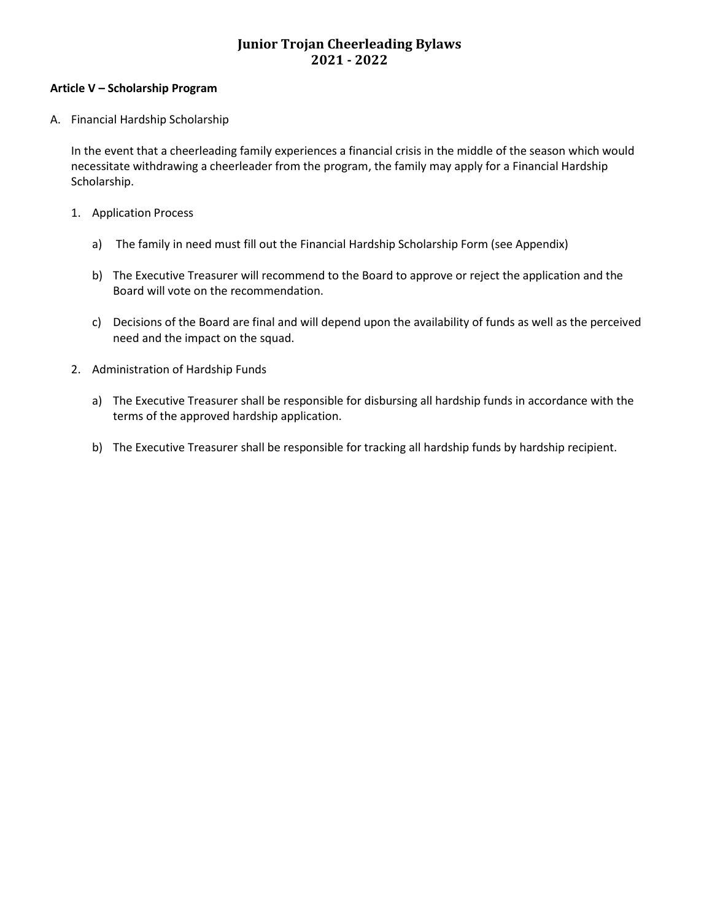# Junior Trojan Cheerleading Bylaws
# 2021 - 2022

**Article V – Scholarship Program**

A. Financial Hardship Scholarship

In the event that a cheerleading family experiences a financial crisis in the middle of the season which would necessitate withdrawing a cheerleader from the program, the family may apply for a Financial Hardship Scholarship.

1. Application Process

   a) The family in need must fill out the Financial Hardship Scholarship Form (see Appendix)

   b) The Executive Treasurer will recommend to the Board to approve or reject the application and the Board will vote on the recommendation.

   c) Decisions of the Board are final and will depend upon the availability of funds as well as the perceived need and the impact on the squad.

2. Administration of Hardship Funds

   a) The Executive Treasurer shall be responsible for disbursing all hardship funds in accordance with the terms of the approved hardship application.

   b) The Executive Treasurer shall be responsible for tracking all hardship funds by hardship recipient.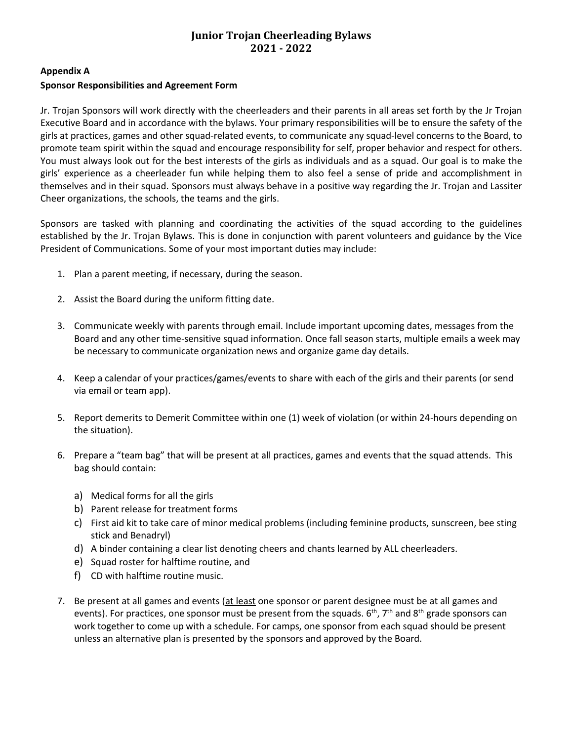# Junior Trojan Cheerleading Bylaws 2021 - 2022

**Appendix A**

**Sponsor Responsibilities and Agreement Form**

Jr. Trojan Sponsors will work directly with the cheerleaders and their parents in all areas set forth by the Jr Trojan Executive Board and in accordance with the bylaws. Your primary responsibilities will be to ensure the safety of the girls at practices, games and other squad-related events, to communicate any squad-level concerns to the Board, to promote team spirit within the squad and encourage responsibility for self, proper behavior and respect for others. You must always look out for the best interests of the girls as individuals and as a squad. Our goal is to make the girls' experience as a cheerleader fun while helping them to also feel a sense of pride and accomplishment in themselves and in their squad. Sponsors must always behave in a positive way regarding the Jr. Trojan and Lassiter Cheer organizations, the schools, the teams and the girls.

Sponsors are tasked with planning and coordinating the activities of the squad according to the guidelines established by the Jr. Trojan Bylaws. This is done in conjunction with parent volunteers and guidance by the Vice President of Communications. Some of your most important duties may include:

1. Plan a parent meeting, if necessary, during the season.
2. Assist the Board during the uniform fitting date.
3. Communicate weekly with parents through email. Include important upcoming dates, messages from the Board and any other time-sensitive squad information. Once fall season starts, multiple emails a week may be necessary to communicate organization news and organize game day details.
4. Keep a calendar of your practices/games/events to share with each of the girls and their parents (or send via email or team app).
5. Report demerits to Demerit Committee within one (1) week of violation (or within 24-hours depending on the situation).
6. Prepare a "team bag" that will be present at all practices, games and events that the squad attends. This bag should contain:
   a) Medical forms for all the girls
   b) Parent release for treatment forms
   c) First aid kit to take care of minor medical problems (including feminine products, sunscreen, bee sting stick and Benadryl)
   d) A binder containing a clear list denoting cheers and chants learned by ALL cheerleaders.
   e) Squad roster for halftime routine, and
   f) CD with halftime routine music.
7. Be present at all games and events (<u>at least</u> one sponsor or parent designee must be at all games and events). For practices, one sponsor must be present from the squads. 6th, 7th and 8th grade sponsors can work together to come up with a schedule. For camps, one sponsor from each squad should be present unless an alternative plan is presented by the sponsors and approved by the Board.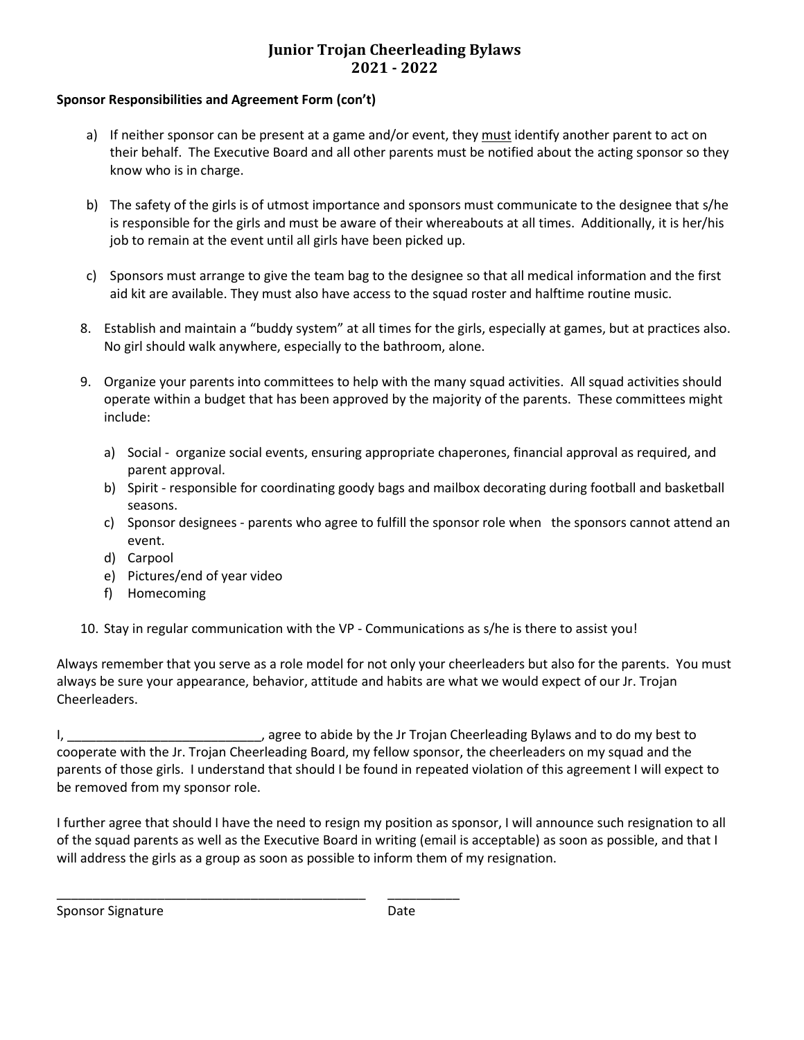# Junior Trojan Cheerleading Bylaws
# 2021 - 2022

**Sponsor Responsibilities and Agreement Form (con't)**

a) If neither sponsor can be present at a game and/or event, they must identify another parent to act on their behalf. The Executive Board and all other parents must be notified about the acting sponsor so they know who is in charge.

b) The safety of the girls is of utmost importance and sponsors must communicate to the designee that s/he is responsible for the girls and must be aware of their whereabouts at all times. Additionally, it is her/his job to remain at the event until all girls have been picked up.

c) Sponsors must arrange to give the team bag to the designee so that all medical information and the first aid kit are available. They must also have access to the squad roster and halftime routine music.

8. Establish and maintain a "buddy system" at all times for the girls, especially at games, but at practices also. No girl should walk anywhere, especially to the bathroom, alone.

9. Organize your parents into committees to help with the many squad activities. All squad activities should operate within a budget that has been approved by the majority of the parents. These committees might include:

   a) Social - organize social events, ensuring appropriate chaperones, financial approval as required, and parent approval.
   b) Spirit - responsible for coordinating goody bags and mailbox decorating during football and basketball seasons.
   c) Sponsor designees - parents who agree to fulfill the sponsor role when the sponsors cannot attend an event.
   d) Carpool
   e) Pictures/end of year video
   f) Homecoming

10. Stay in regular communication with the VP - Communications as s/he is there to assist you!

Always remember that you serve as a role model for not only your cheerleaders but also for the parents. You must always be sure your appearance, behavior, attitude and habits are what we would expect of our Jr. Trojan Cheerleaders.

I, ___________________________, agree to abide by the Jr Trojan Cheerleading Bylaws and to do my best to cooperate with the Jr. Trojan Cheerleading Board, my fellow sponsor, the cheerleaders on my squad and the parents of those girls. I understand that should I be found in repeated violation of this agreement I will expect to be removed from my sponsor role.

I further agree that should I have the need to resign my position as sponsor, I will announce such resignation to all of the squad parents as well as the Executive Board in writing (email is acceptable) as soon as possible, and that I will address the girls as a group as soon as possible to inform them of my resignation.

_____________________________________________ __________

Sponsor Signature Date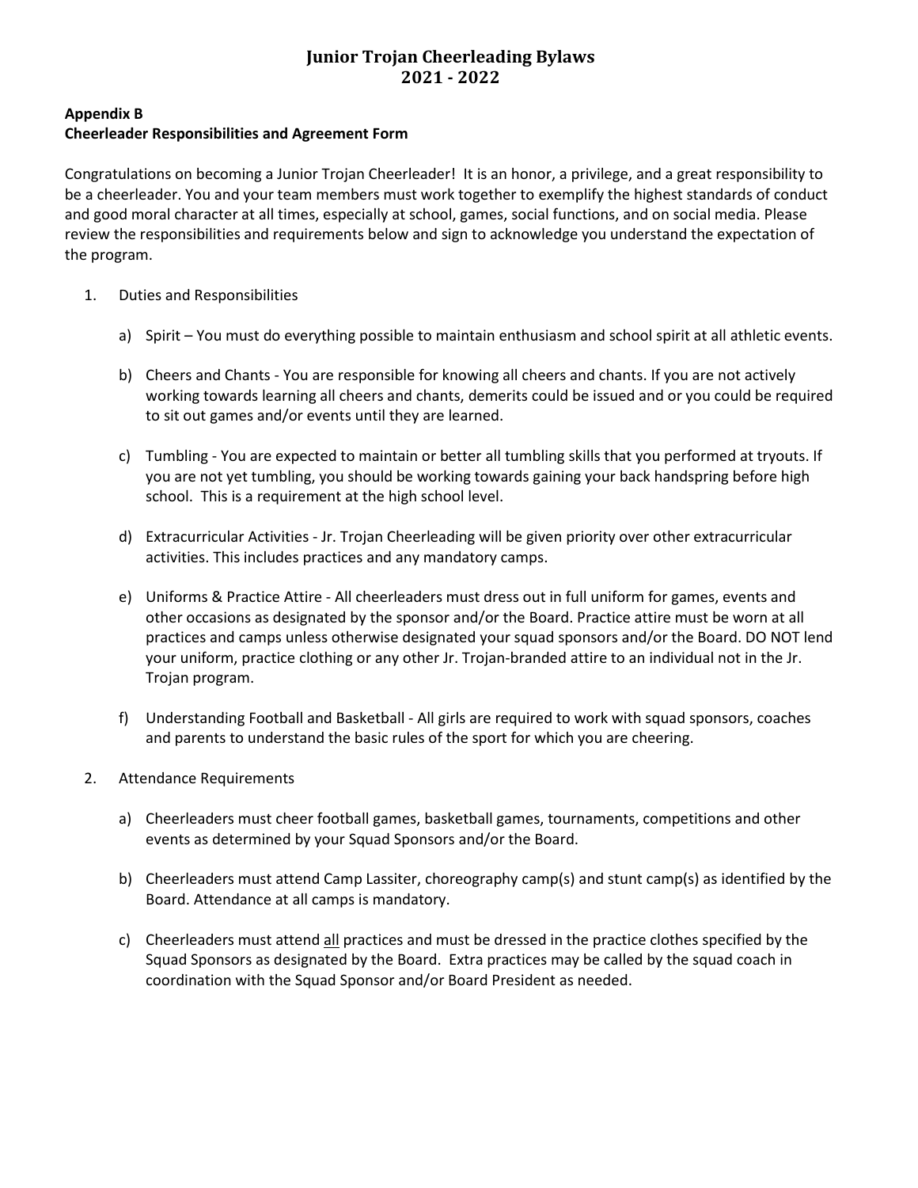# Junior Trojan Cheerleading Bylaws
# 2021 - 2022

**Appendix B**
**Cheerleader Responsibilities and Agreement Form**

Congratulations on becoming a Junior Trojan Cheerleader! It is an honor, a privilege, and a great responsibility to be a cheerleader. You and your team members must work together to exemplify the highest standards of conduct and good moral character at all times, especially at school, games, social functions, and on social media. Please review the responsibilities and requirements below and sign to acknowledge you understand the expectation of the program.

1. Duties and Responsibilities

   a) Spirit – You must do everything possible to maintain enthusiasm and school spirit at all athletic events.

   b) Cheers and Chants - You are responsible for knowing all cheers and chants. If you are not actively working towards learning all cheers and chants, demerits could be issued and or you could be required to sit out games and/or events until they are learned.

   c) Tumbling - You are expected to maintain or better all tumbling skills that you performed at tryouts. If you are not yet tumbling, you should be working towards gaining your back handspring before high school. This is a requirement at the high school level.

   d) Extracurricular Activities - Jr. Trojan Cheerleading will be given priority over other extracurricular activities. This includes practices and any mandatory camps.

   e) Uniforms & Practice Attire - All cheerleaders must dress out in full uniform for games, events and other occasions as designated by the sponsor and/or the Board. Practice attire must be worn at all practices and camps unless otherwise designated your squad sponsors and/or the Board. DO NOT lend your uniform, practice clothing or any other Jr. Trojan-branded attire to an individual not in the Jr. Trojan program.

   f) Understanding Football and Basketball - All girls are required to work with squad sponsors, coaches and parents to understand the basic rules of the sport for which you are cheering.

2. Attendance Requirements

   a) Cheerleaders must cheer football games, basketball games, tournaments, competitions and other events as determined by your Squad Sponsors and/or the Board.

   b) Cheerleaders must attend Camp Lassiter, choreography camp(s) and stunt camp(s) as identified by the Board. Attendance at all camps is mandatory.

   c) Cheerleaders must attend <u>all</u> practices and must be dressed in the practice clothes specified by the Squad Sponsors as designated by the Board. Extra practices may be called by the squad coach in coordination with the Squad Sponsor and/or Board President as needed.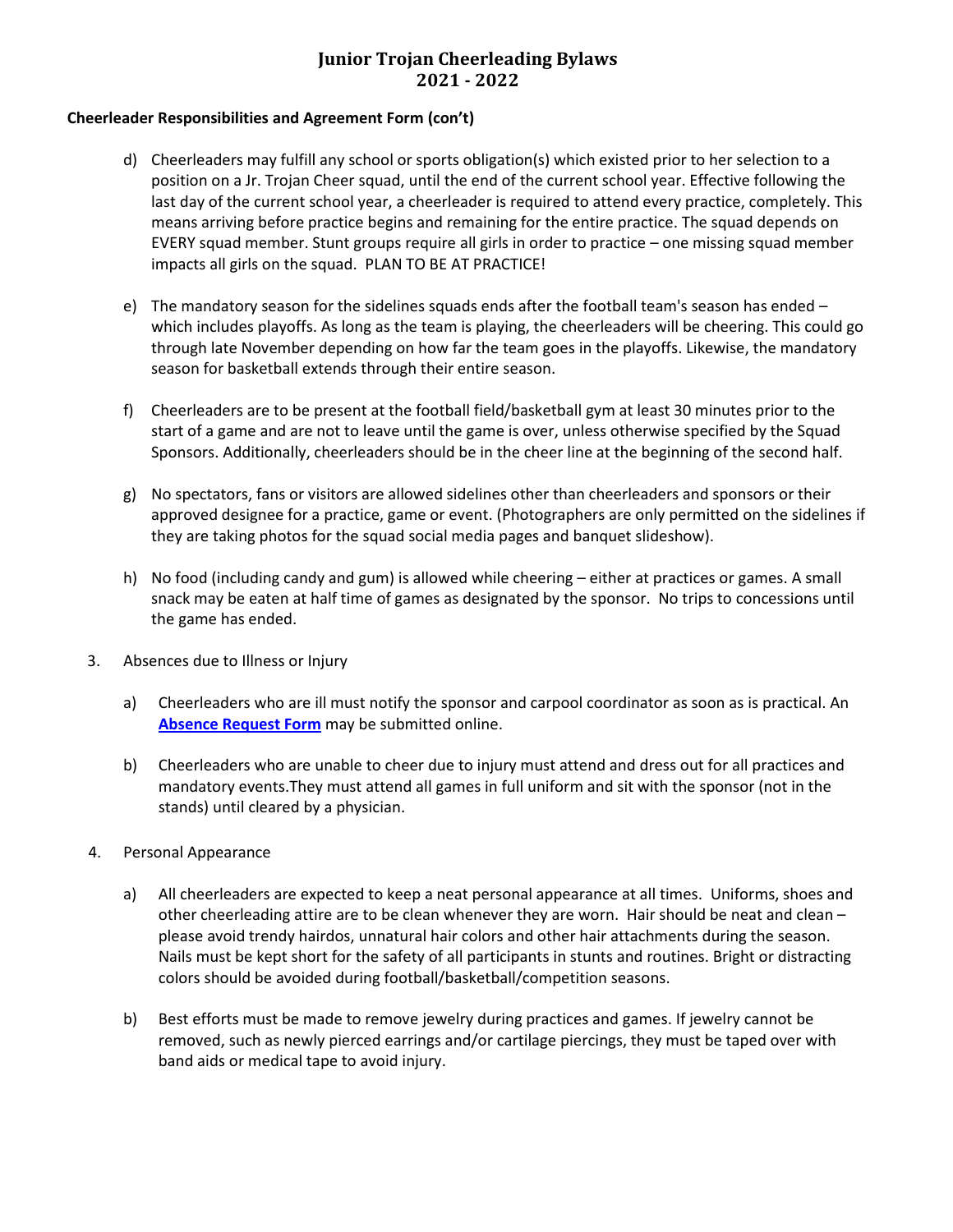# Junior Trojan Cheerleading Bylaws 2021 - 2022

**Cheerleader Responsibilities and Agreement Form (con't)**

d) Cheerleaders may fulfill any school or sports obligation(s) which existed prior to her selection to a position on a Jr. Trojan Cheer squad, until the end of the current school year. Effective following the last day of the current school year, a cheerleader is required to attend every practice, completely. This means arriving before practice begins and remaining for the entire practice. The squad depends on EVERY squad member. Stunt groups require all girls in order to practice – one missing squad member impacts all girls on the squad. PLAN TO BE AT PRACTICE!

e) The mandatory season for the sidelines squads ends after the football team's season has ended – which includes playoffs. As long as the team is playing, the cheerleaders will be cheering. This could go through late November depending on how far the team goes in the playoffs. Likewise, the mandatory season for basketball extends through their entire season.

f) Cheerleaders are to be present at the football field/basketball gym at least 30 minutes prior to the start of a game and are not to leave until the game is over, unless otherwise specified by the Squad Sponsors. Additionally, cheerleaders should be in the cheer line at the beginning of the second half.

g) No spectators, fans or visitors are allowed sidelines other than cheerleaders and sponsors or their approved designee for a practice, game or event. (Photographers are only permitted on the sidelines if they are taking photos for the squad social media pages and banquet slideshow).

h) No food (including candy and gum) is allowed while cheering – either at practices or games. A small snack may be eaten at half time of games as designated by the sponsor. No trips to concessions until the game has ended.

3. Absences due to Illness or Injury

   a) Cheerleaders who are ill must notify the sponsor and carpool coordinator as soon as is practical. An **Absence Request Form** may be submitted online.

   b) Cheerleaders who are unable to cheer due to injury must attend and dress out for all practices and mandatory events.They must attend all games in full uniform and sit with the sponsor (not in the stands) until cleared by a physician.

4. Personal Appearance

   a) All cheerleaders are expected to keep a neat personal appearance at all times. Uniforms, shoes and other cheerleading attire are to be clean whenever they are worn. Hair should be neat and clean – please avoid trendy hairdos, unnatural hair colors and other hair attachments during the season. Nails must be kept short for the safety of all participants in stunts and routines. Bright or distracting colors should be avoided during football/basketball/competition seasons.

   b) Best efforts must be made to remove jewelry during practices and games. If jewelry cannot be removed, such as newly pierced earrings and/or cartilage piercings, they must be taped over with band aids or medical tape to avoid injury.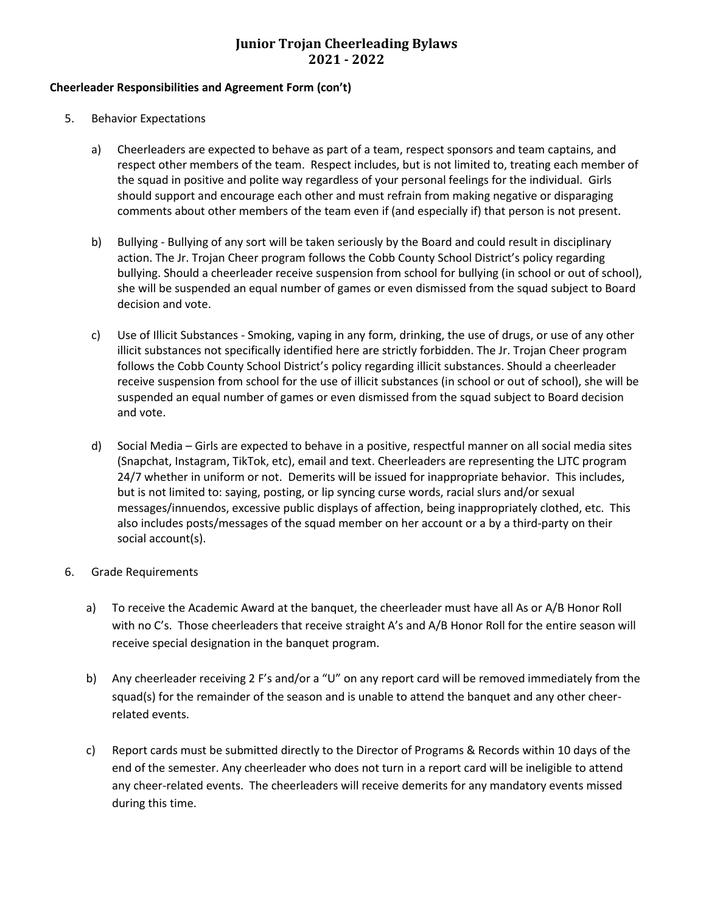# Junior Trojan Cheerleading Bylaws
# 2021 - 2022

**Cheerleader Responsibilities and Agreement Form (con't)**

5. Behavior Expectations

   a) Cheerleaders are expected to behave as part of a team, respect sponsors and team captains, and respect other members of the team. Respect includes, but is not limited to, treating each member of the squad in positive and polite way regardless of your personal feelings for the individual. Girls should support and encourage each other and must refrain from making negative or disparaging comments about other members of the team even if (and especially if) that person is not present.

   b) Bullying - Bullying of any sort will be taken seriously by the Board and could result in disciplinary action. The Jr. Trojan Cheer program follows the Cobb County School District's policy regarding bullying. Should a cheerleader receive suspension from school for bullying (in school or out of school), she will be suspended an equal number of games or even dismissed from the squad subject to Board decision and vote.

   c) Use of Illicit Substances - Smoking, vaping in any form, drinking, the use of drugs, or use of any other illicit substances not specifically identified here are strictly forbidden. The Jr. Trojan Cheer program follows the Cobb County School District's policy regarding illicit substances. Should a cheerleader receive suspension from school for the use of illicit substances (in school or out of school), she will be suspended an equal number of games or even dismissed from the squad subject to Board decision and vote.

   d) Social Media – Girls are expected to behave in a positive, respectful manner on all social media sites (Snapchat, Instagram, TikTok, etc), email and text. Cheerleaders are representing the LJTC program 24/7 whether in uniform or not. Demerits will be issued for inappropriate behavior. This includes, but is not limited to: saying, posting, or lip syncing curse words, racial slurs and/or sexual messages/innuendos, excessive public displays of affection, being inappropriately clothed, etc. This also includes posts/messages of the squad member on her account or a by a third-party on their social account(s).

6. Grade Requirements

   a) To receive the Academic Award at the banquet, the cheerleader must have all As or A/B Honor Roll with no C's. Those cheerleaders that receive straight A's and A/B Honor Roll for the entire season will receive special designation in the banquet program.

   b) Any cheerleader receiving 2 F's and/or a "U" on any report card will be removed immediately from the squad(s) for the remainder of the season and is unable to attend the banquet and any other cheer-related events.

   c) Report cards must be submitted directly to the Director of Programs & Records within 10 days of the end of the semester. Any cheerleader who does not turn in a report card will be ineligible to attend any cheer-related events. The cheerleaders will receive demerits for any mandatory events missed during this time.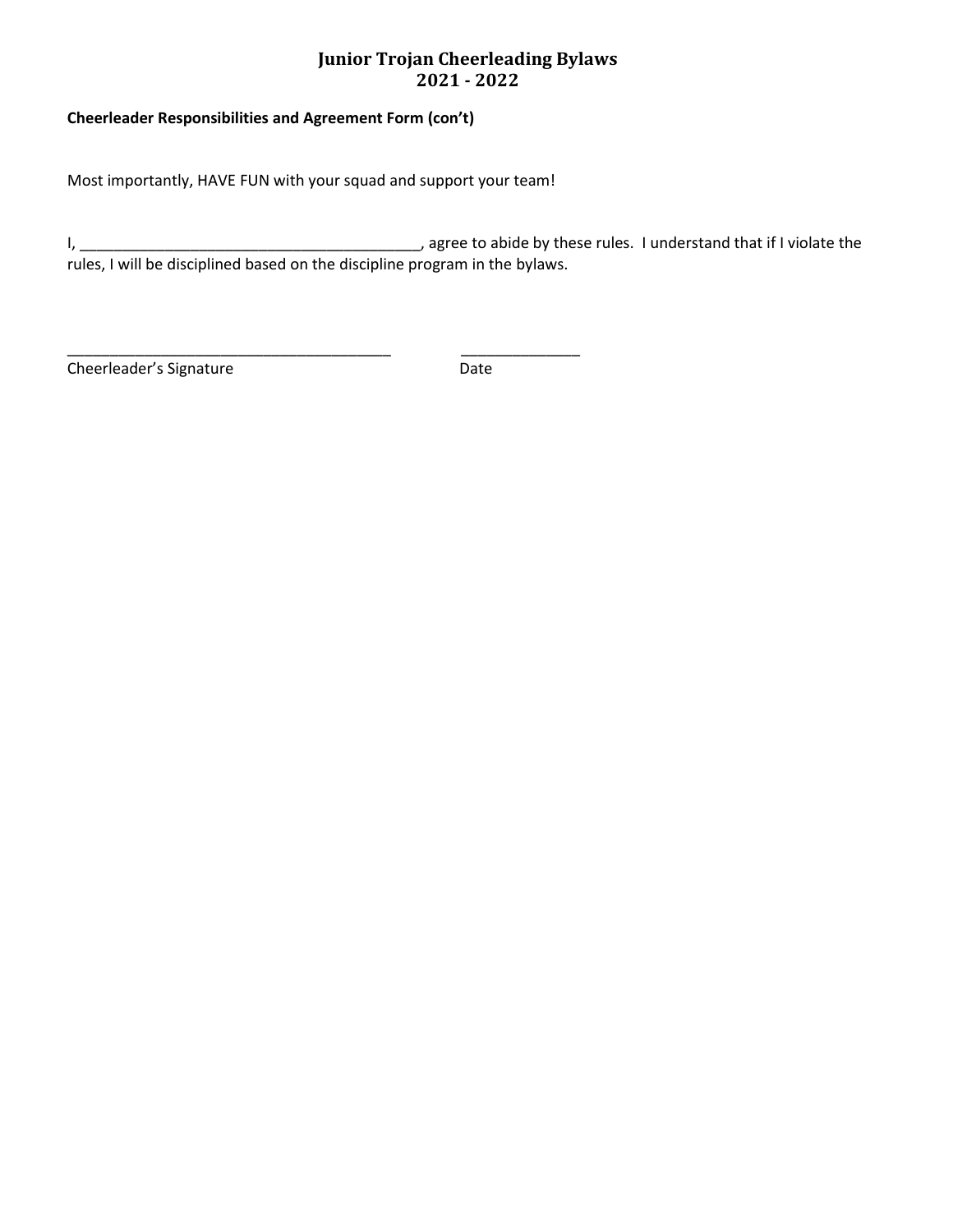# Junior Trojan Cheerleading Bylaws
# 2021 - 2022

**Cheerleader Responsibilities and Agreement Form (con't)**

Most importantly, HAVE FUN with your squad and support your team!

I, ________________________________________, agree to abide by these rules. I understand that if I violate the rules, I will be disciplined based on the discipline program in the bylaws.

_______________________________________ ______________
Cheerleader's Signature Date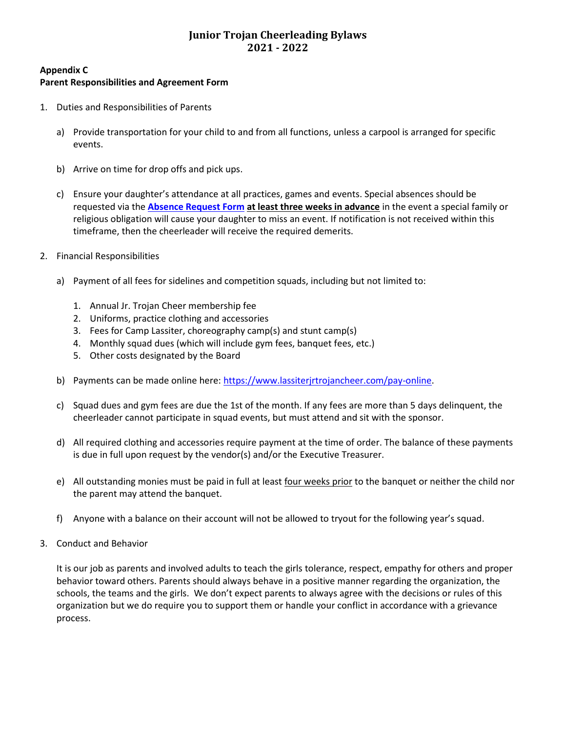# Junior Trojan Cheerleading Bylaws
# 2021 - 2022

**Appendix C**
**Parent Responsibilities and Agreement Form**

1. Duties and Responsibilities of Parents

   a) Provide transportation for your child to and from all functions, unless a carpool is arranged for specific events.

   b) Arrive on time for drop offs and pick ups.

   c) Ensure your daughter's attendance at all practices, games and events. Special absences should be requested via the **Absence Request Form** **at least three weeks in advance** in the event a special family or religious obligation will cause your daughter to miss an event. If notification is not received within this timeframe, then the cheerleader will receive the required demerits.

2. Financial Responsibilities

   a) Payment of all fees for sidelines and competition squads, including but not limited to:

      1. Annual Jr. Trojan Cheer membership fee
      2. Uniforms, practice clothing and accessories
      3. Fees for Camp Lassiter, choreography camp(s) and stunt camp(s)
      4. Monthly squad dues (which will include gym fees, banquet fees, etc.)
      5. Other costs designated by the Board

   b) Payments can be made online here: https://www.lassiterjrtrojancheer.com/pay-online.

   c) Squad dues and gym fees are due the 1st of the month. If any fees are more than 5 days delinquent, the cheerleader cannot participate in squad events, but must attend and sit with the sponsor.

   d) All required clothing and accessories require payment at the time of order. The balance of these payments is due in full upon request by the vendor(s) and/or the Executive Treasurer.

   e) All outstanding monies must be paid in full at least four weeks prior to the banquet or neither the child nor the parent may attend the banquet.

   f) Anyone with a balance on their account will not be allowed to tryout for the following year's squad.

3. Conduct and Behavior

   It is our job as parents and involved adults to teach the girls tolerance, respect, empathy for others and proper behavior toward others. Parents should always behave in a positive manner regarding the organization, the schools, the teams and the girls. We don't expect parents to always agree with the decisions or rules of this organization but we do require you to support them or handle your conflict in accordance with a grievance process.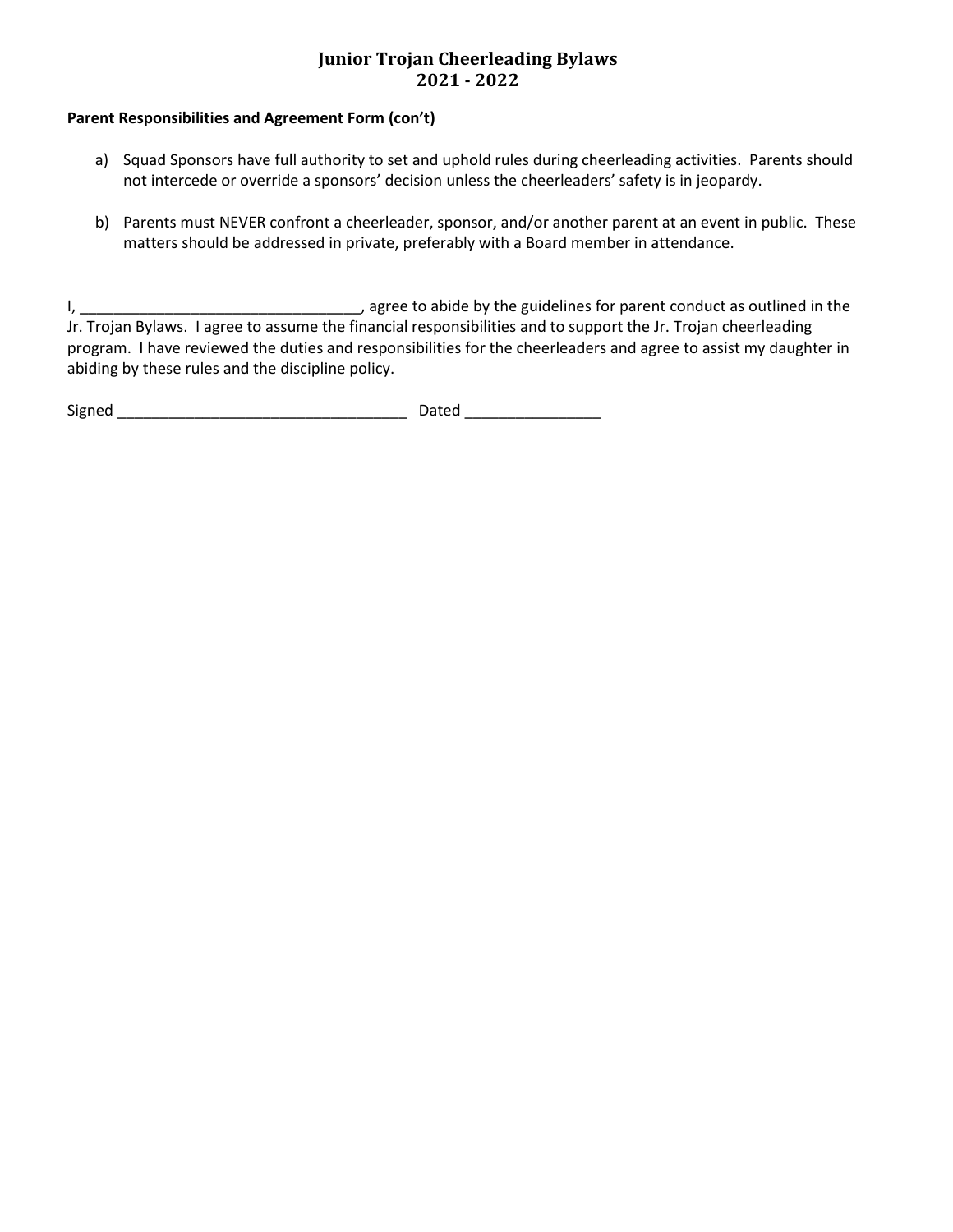# Junior Trojan Cheerleading Bylaws
# 2021 - 2022

**Parent Responsibilities and Agreement Form (con't)**

a) Squad Sponsors have full authority to set and uphold rules during cheerleading activities. Parents should not intercede or override a sponsors' decision unless the cheerleaders' safety is in jeopardy.

b) Parents must NEVER confront a cheerleader, sponsor, and/or another parent at an event in public. These matters should be addressed in private, preferably with a Board member in attendance.

I, _________________________________, agree to abide by the guidelines for parent conduct as outlined in the Jr. Trojan Bylaws. I agree to assume the financial responsibilities and to support the Jr. Trojan cheerleading program. I have reviewed the duties and responsibilities for the cheerleaders and agree to assist my daughter in abiding by these rules and the discipline policy.

Signed __________________________________ Dated ________________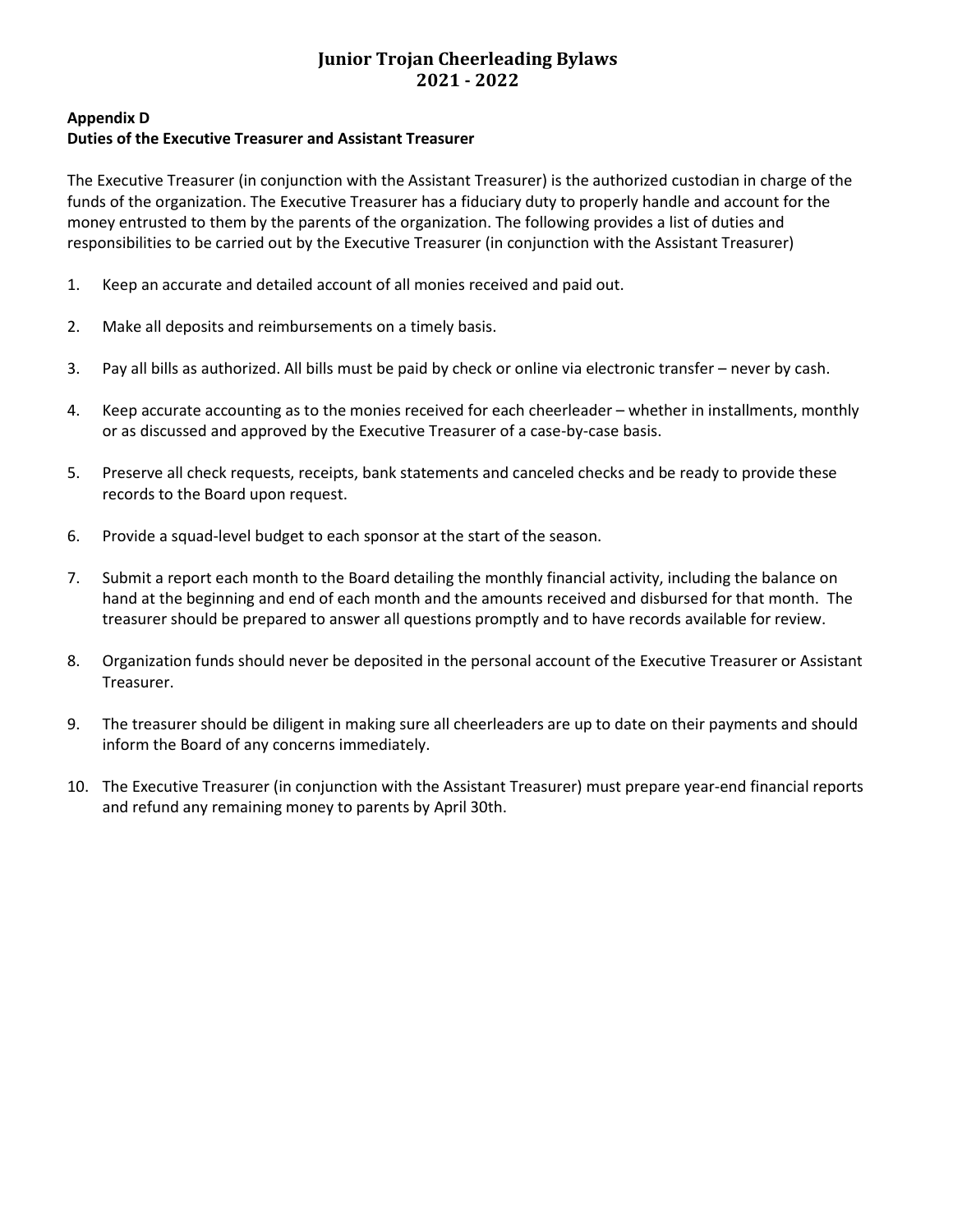## Appendix D
## Duties of the Executive Treasurer and Assistant Treasurer

The Executive Treasurer (in conjunction with the Assistant Treasurer) is the authorized custodian in charge of the funds of the organization. The Executive Treasurer has a fiduciary duty to properly handle and account for the money entrusted to them by the parents of the organization. The following provides a list of duties and responsibilities to be carried out by the Executive Treasurer (in conjunction with the Assistant Treasurer)

1. Keep an accurate and detailed account of all monies received and paid out.

2. Make all deposits and reimbursements on a timely basis.

3. Pay all bills as authorized. All bills must be paid by check or online via electronic transfer – never by cash.

4. Keep accurate accounting as to the monies received for each cheerleader – whether in installments, monthly or as discussed and approved by the Executive Treasurer of a case-by-case basis.

5. Preserve all check requests, receipts, bank statements and canceled checks and be ready to provide these records to the Board upon request.

6. Provide a squad-level budget to each sponsor at the start of the season.

7. Submit a report each month to the Board detailing the monthly financial activity, including the balance on hand at the beginning and end of each month and the amounts received and disbursed for that month. The treasurer should be prepared to answer all questions promptly and to have records available for review.

8. Organization funds should never be deposited in the personal account of the Executive Treasurer or Assistant Treasurer.

9. The treasurer should be diligent in making sure all cheerleaders are up to date on their payments and should inform the Board of any concerns immediately.

10. The Executive Treasurer (in conjunction with the Assistant Treasurer) must prepare year-end financial reports and refund any remaining money to parents by April 30th.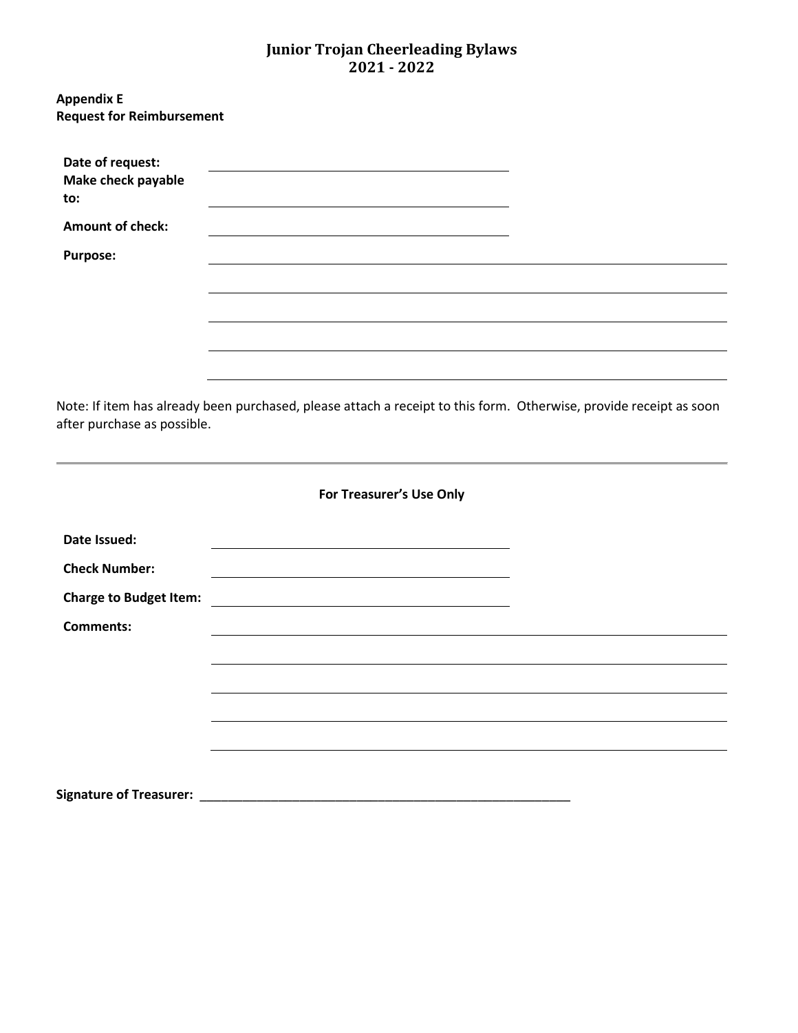**Appendix E**
**Request for Reimbursement**

**Date of request:** ______________________________

**Make check payable to:** ______________________________

**Amount of check:** ______________________________

**Purpose:** ______________________________________________________

______________________________________________________

______________________________________________________

______________________________________________________

______________________________________________________

Note: If item has already been purchased, please attach a receipt to this form. Otherwise, provide receipt as soon after purchase as possible.

---

**For Treasurer's Use Only**

**Date Issued:** ______________________________

**Check Number:** ______________________________

**Charge to Budget Item:** ______________________________

**Comments:** ______________________________________________________

______________________________________________________

______________________________________________________

______________________________________________________

______________________________________________________

**Signature of Treasurer:** ________________________________________________________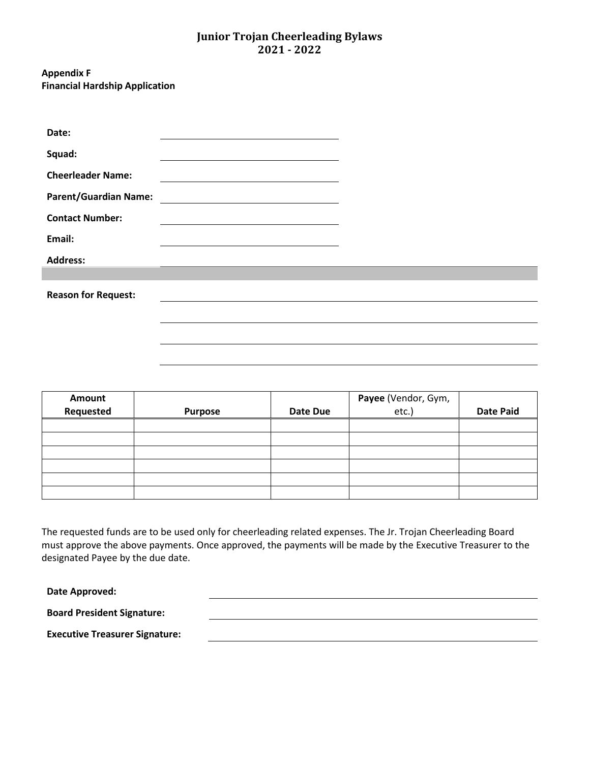# Junior Trojan Cheerleading Bylaws
# 2021 - 2022

**Appendix F**
**Financial Hardship Application**

**Date:** ____________________

**Squad:** ____________________

**Cheerleader Name:** ____________________

**Parent/Guardian Name:** ____________________

**Contact Number:** ____________________

**Email:** ____________________

**Address:** ____________________

**Reason for Request:** ____________________

____________________

____________________

____________________

| Amount Requested | Purpose | Date Due | **Payee** (Vendor, Gym, etc.) | Date Paid |
|---|---|---|---|---|
| | | | | |
| | | | | |
| | | | | |
| | | | | |
| | | | | |
| | | | | |

The requested funds are to be used only for cheerleading related expenses. The Jr. Trojan Cheerleading Board must approve the above payments. Once approved, the payments will be made by the Executive Treasurer to the designated Payee by the due date.

**Date Approved:** ____________________

**Board President Signature:** ____________________

**Executive Treasurer Signature:** ____________________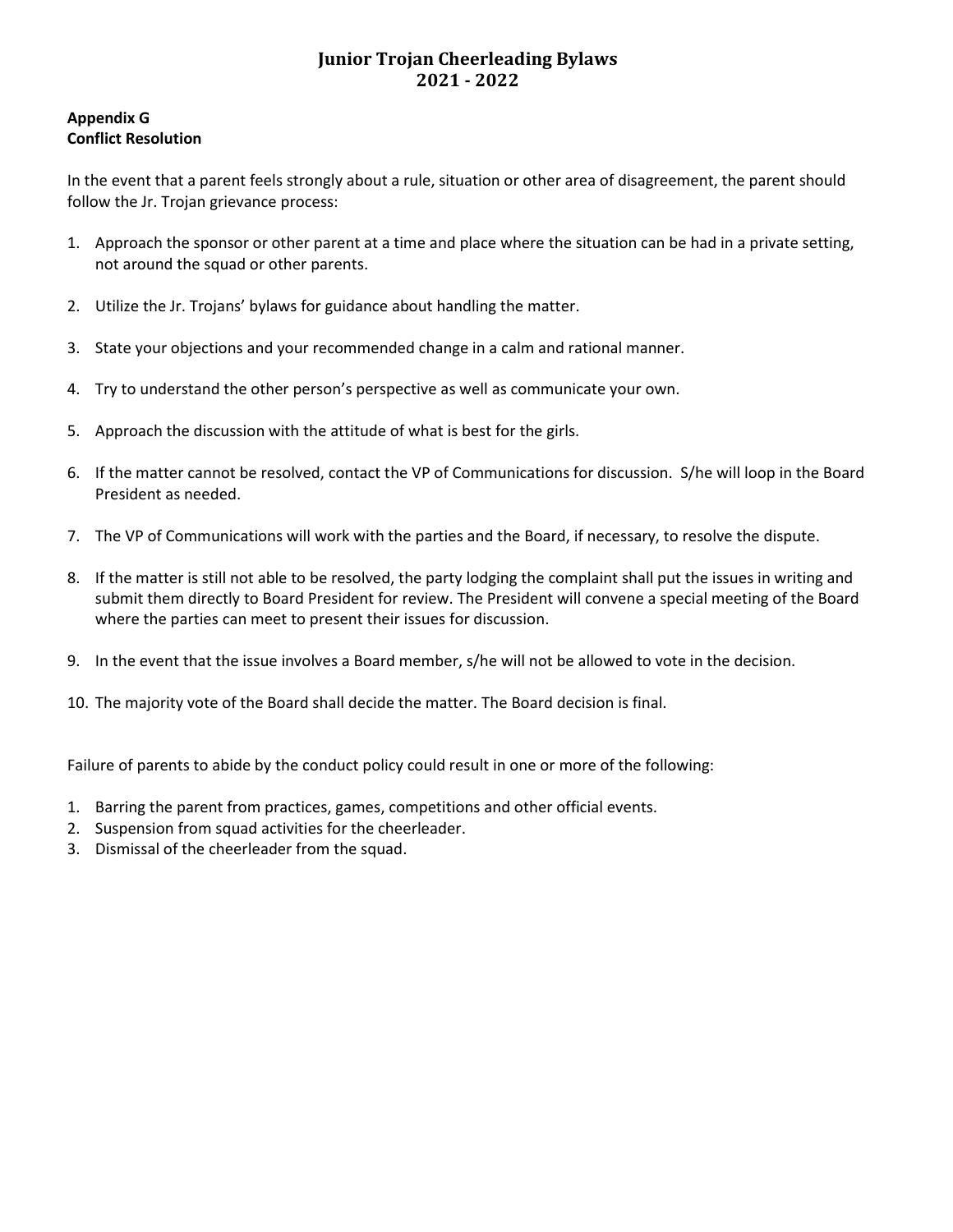**Appendix G**
**Conflict Resolution**

In the event that a parent feels strongly about a rule, situation or other area of disagreement, the parent should follow the Jr. Trojan grievance process:

1. Approach the sponsor or other parent at a time and place where the situation can be had in a private setting, not around the squad or other parents.

2. Utilize the Jr. Trojans' bylaws for guidance about handling the matter.

3. State your objections and your recommended change in a calm and rational manner.

4. Try to understand the other person's perspective as well as communicate your own.

5. Approach the discussion with the attitude of what is best for the girls.

6. If the matter cannot be resolved, contact the VP of Communications for discussion. S/he will loop in the Board President as needed.

7. The VP of Communications will work with the parties and the Board, if necessary, to resolve the dispute.

8. If the matter is still not able to be resolved, the party lodging the complaint shall put the issues in writing and submit them directly to Board President for review. The President will convene a special meeting of the Board where the parties can meet to present their issues for discussion.

9. In the event that the issue involves a Board member, s/he will not be allowed to vote in the decision.

10. The majority vote of the Board shall decide the matter. The Board decision is final.

Failure of parents to abide by the conduct policy could result in one or more of the following:

1. Barring the parent from practices, games, competitions and other official events.
2. Suspension from squad activities for the cheerleader.
3. Dismissal of the cheerleader from the squad.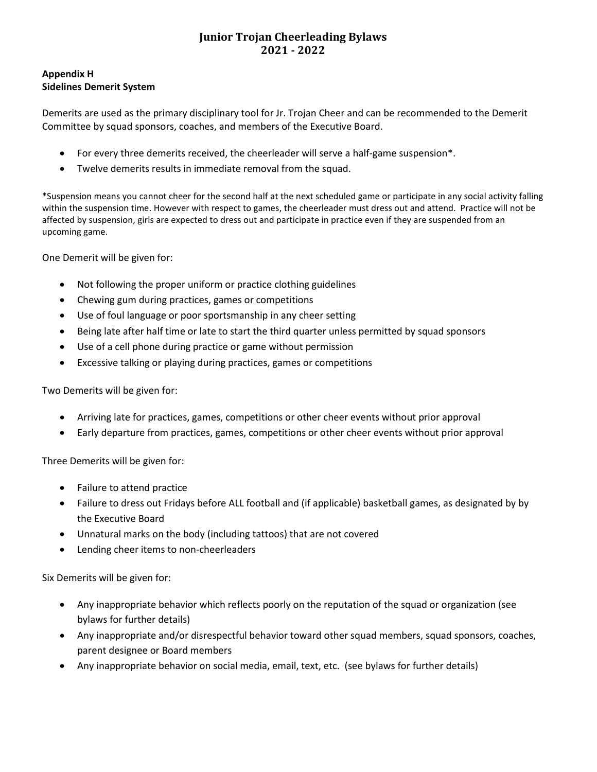# Junior Trojan Cheerleading Bylaws
# 2021 - 2022

**Appendix H**
**Sidelines Demerit System**

Demerits are used as the primary disciplinary tool for Jr. Trojan Cheer and can be recommended to the Demerit Committee by squad sponsors, coaches, and members of the Executive Board.

- For every three demerits received, the cheerleader will serve a half-game suspension*.
- Twelve demerits results in immediate removal from the squad.

*Suspension means you cannot cheer for the second half at the next scheduled game or participate in any social activity falling within the suspension time. However with respect to games, the cheerleader must dress out and attend. Practice will not be affected by suspension, girls are expected to dress out and participate in practice even if they are suspended from an upcoming game.

One Demerit will be given for:

- Not following the proper uniform or practice clothing guidelines
- Chewing gum during practices, games or competitions
- Use of foul language or poor sportsmanship in any cheer setting
- Being late after half time or late to start the third quarter unless permitted by squad sponsors
- Use of a cell phone during practice or game without permission
- Excessive talking or playing during practices, games or competitions

Two Demerits will be given for:

- Arriving late for practices, games, competitions or other cheer events without prior approval
- Early departure from practices, games, competitions or other cheer events without prior approval

Three Demerits will be given for:

- Failure to attend practice
- Failure to dress out Fridays before ALL football and (if applicable) basketball games, as designated by by the Executive Board
- Unnatural marks on the body (including tattoos) that are not covered
- Lending cheer items to non-cheerleaders

Six Demerits will be given for:

- Any inappropriate behavior which reflects poorly on the reputation of the squad or organization (see bylaws for further details)
- Any inappropriate and/or disrespectful behavior toward other squad members, squad sponsors, coaches, parent designee or Board members
- Any inappropriate behavior on social media, email, text, etc. (see bylaws for further details)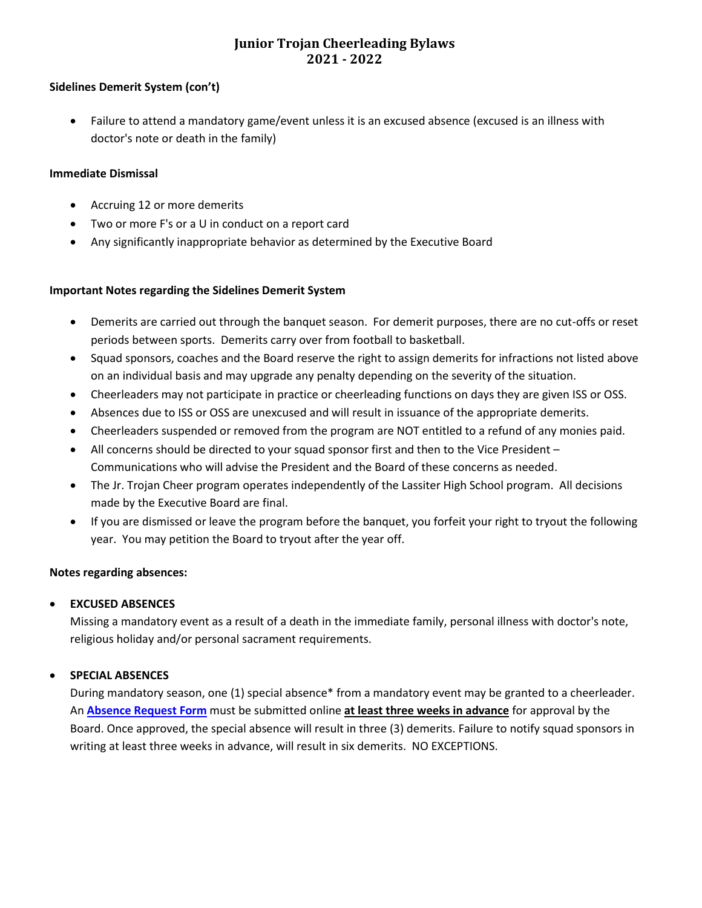# Junior Trojan Cheerleading Bylaws 2021 - 2022

**Sidelines Demerit System (con't)**

- Failure to attend a mandatory game/event unless it is an excused absence (excused is an illness with doctor's note or death in the family)

**Immediate Dismissal**

- Accruing 12 or more demerits
- Two or more F's or a U in conduct on a report card
- Any significantly inappropriate behavior as determined by the Executive Board

**Important Notes regarding the Sidelines Demerit System**

- Demerits are carried out through the banquet season. For demerit purposes, there are no cut-offs or reset periods between sports. Demerits carry over from football to basketball.
- Squad sponsors, coaches and the Board reserve the right to assign demerits for infractions not listed above on an individual basis and may upgrade any penalty depending on the severity of the situation.
- Cheerleaders may not participate in practice or cheerleading functions on days they are given ISS or OSS.
- Absences due to ISS or OSS are unexcused and will result in issuance of the appropriate demerits.
- Cheerleaders suspended or removed from the program are NOT entitled to a refund of any monies paid.
- All concerns should be directed to your squad sponsor first and then to the Vice President – Communications who will advise the President and the Board of these concerns as needed.
- The Jr. Trojan Cheer program operates independently of the Lassiter High School program. All decisions made by the Executive Board are final.
- If you are dismissed or leave the program before the banquet, you forfeit your right to tryout the following year. You may petition the Board to tryout after the year off.

**Notes regarding absences:**

- **EXCUSED ABSENCES**
  Missing a mandatory event as a result of a death in the immediate family, personal illness with doctor's note, religious holiday and/or personal sacrament requirements.

- **SPECIAL ABSENCES**
  During mandatory season, one (1) special absence* from a mandatory event may be granted to a cheerleader. An **Absence Request Form** must be submitted online **at least three weeks in advance** for approval by the Board. Once approved, the special absence will result in three (3) demerits. Failure to notify squad sponsors in writing at least three weeks in advance, will result in six demerits. NO EXCEPTIONS.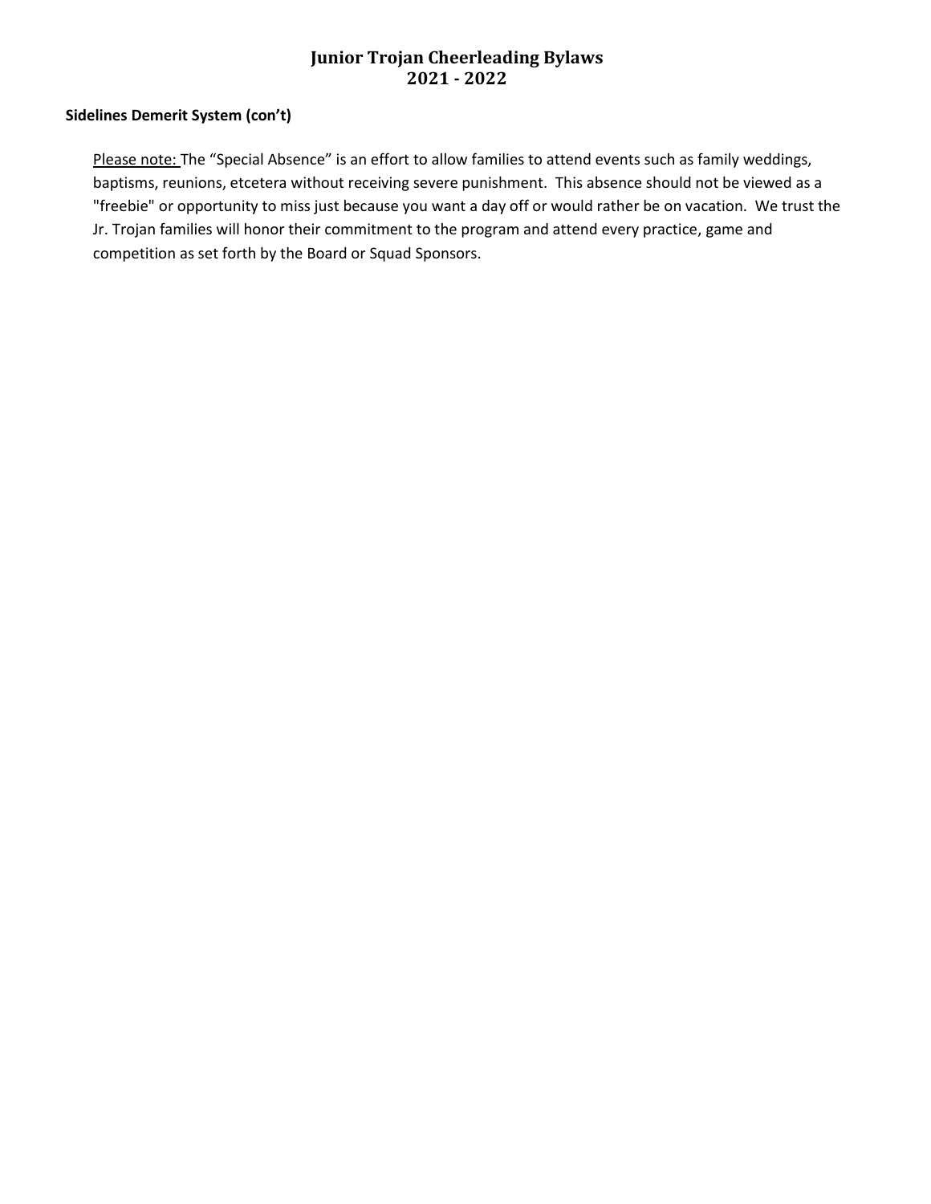**Sidelines Demerit System (con't)**

Please note: The "Special Absence" is an effort to allow families to attend events such as family weddings, baptisms, reunions, etcetera without receiving severe punishment. This absence should not be viewed as a "freebie" or opportunity to miss just because you want a day off or would rather be on vacation. We trust the Jr. Trojan families will honor their commitment to the program and attend every practice, game and competition as set forth by the Board or Squad Sponsors.